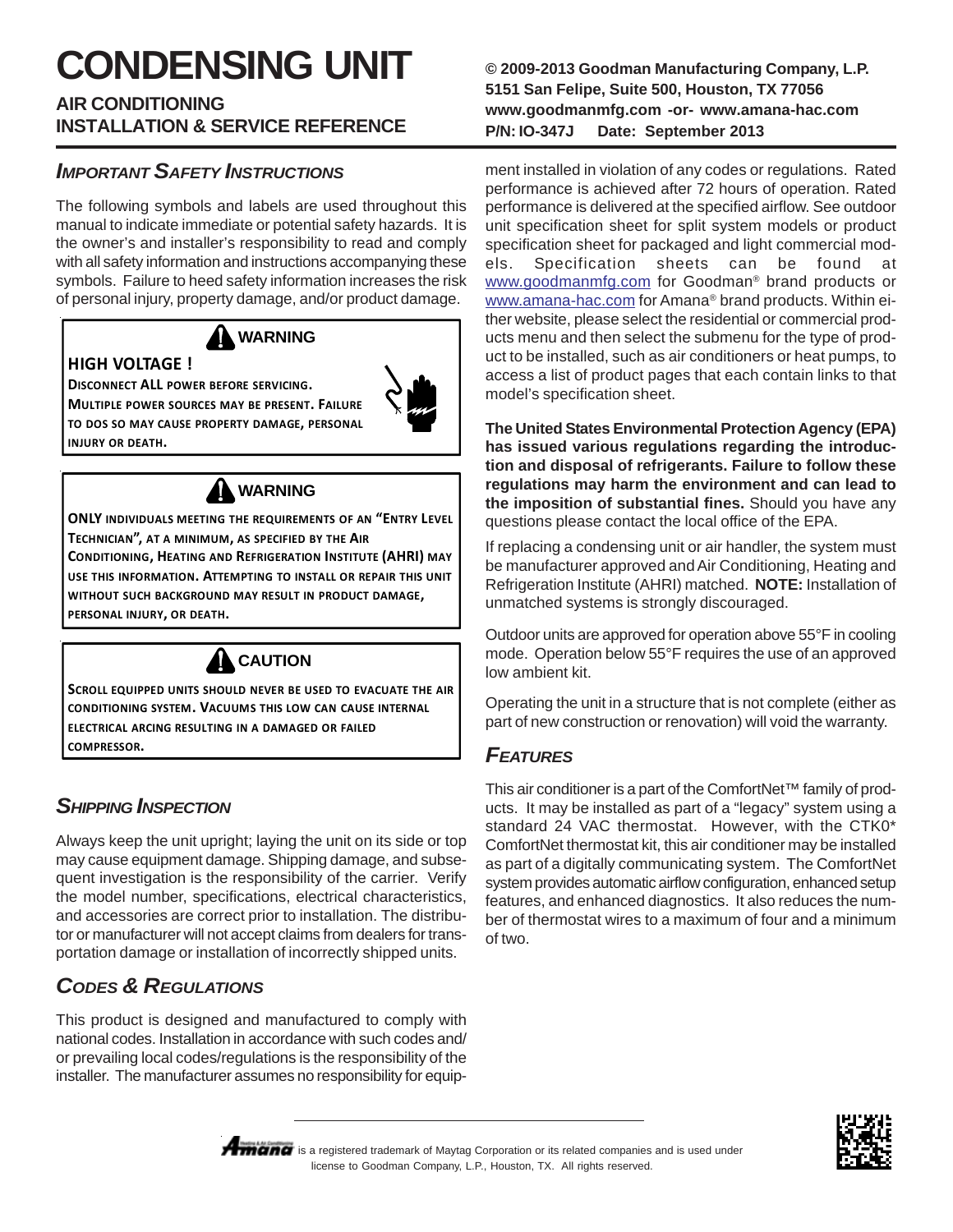# CONDENSING UNIT

## AIR CONDITIONING
## INSTALLATION & SERVICE REFERENCE

**© 2009-2013 Goodman Manufacturing Company, L.P.**
**5151 San Felipe, Suite 500, Houston, TX 77056**
**www.goodmanmfg.com -or- www.amana-hac.com**
**P/N: IO-347J Date: September 2013**

## *Important Safety Instructions*

The following symbols and labels are used throughout this manual to indicate immediate or potential safety hazards. It is the owner's and installer's responsibility to read and comply with all safety information and instructions accompanying these symbols. Failure to heed safety information increases the risk of personal injury, property damage, and/or product damage.

> **⚠ WARNING**
>
> **HIGH VOLTAGE !**
>
> **DISCONNECT ALL POWER BEFORE SERVICING. MULTIPLE POWER SOURCES MAY BE PRESENT. FAILURE TO DOS SO MAY CAUSE PROPERTY DAMAGE, PERSONAL INJURY OR DEATH.**

> **⚠ WARNING**
>
> **ONLY INDIVIDUALS MEETING THE REQUIREMENTS OF AN "ENTRY LEVEL TECHNICIAN", AT A MINIMUM, AS SPECIFIED BY THE AIR CONDITIONING, HEATING AND REFRIGERATION INSTITUTE (AHRI) MAY USE THIS INFORMATION. ATTEMPTING TO INSTALL OR REPAIR THIS UNIT WITHOUT SUCH BACKGROUND MAY RESULT IN PRODUCT DAMAGE, PERSONAL INJURY, OR DEATH.**

> **⚠ CAUTION**
>
> **SCROLL EQUIPPED UNITS SHOULD NEVER BE USED TO EVACUATE THE AIR CONDITIONING SYSTEM. VACUUMS THIS LOW CAN CAUSE INTERNAL ELECTRICAL ARCING RESULTING IN A DAMAGED OR FAILED COMPRESSOR.**

## *Shipping Inspection*

Always keep the unit upright; laying the unit on its side or top may cause equipment damage. Shipping damage, and subsequent investigation is the responsibility of the carrier. Verify the model number, specifications, electrical characteristics, and accessories are correct prior to installation. The distributor or manufacturer will not accept claims from dealers for transportation damage or installation of incorrectly shipped units.

## *Codes & Regulations*

This product is designed and manufactured to comply with national codes. Installation in accordance with such codes and/or prevailing local codes/regulations is the responsibility of the installer. The manufacturer assumes no responsibility for equipment installed in violation of any codes or regulations. Rated performance is achieved after 72 hours of operation. Rated performance is delivered at the specified airflow. See outdoor unit specification sheet for split system models or product specification sheet for packaged and light commercial models. Specification sheets can be found at www.goodmanmfg.com for Goodman® brand products or www.amana-hac.com for Amana® brand products. Within either website, please select the residential or commercial products menu and then select the submenu for the type of product to be installed, such as air conditioners or heat pumps, to access a list of product pages that each contain links to that model's specification sheet.

**The United States Environmental Protection Agency (EPA) has issued various regulations regarding the introduction and disposal of refrigerants. Failure to follow these regulations may harm the environment and can lead to the imposition of substantial fines.** Should you have any questions please contact the local office of the EPA.

If replacing a condensing unit or air handler, the system must be manufacturer approved and Air Conditioning, Heating and Refrigeration Institute (AHRI) matched. **NOTE:** Installation of unmatched systems is strongly discouraged.

Outdoor units are approved for operation above 55°F in cooling mode. Operation below 55°F requires the use of an approved low ambient kit.

Operating the unit in a structure that is not complete (either as part of new construction or renovation) will void the warranty.

## *Features*

This air conditioner is a part of the ComfortNet™ family of products. It may be installed as part of a "legacy" system using a standard 24 VAC thermostat. However, with the CTK0* ComfortNet thermostat kit, this air conditioner may be installed as part of a digitally communicating system. The ComfortNet system provides automatic airflow configuration, enhanced setup features, and enhanced diagnostics. It also reduces the number of thermostat wires to a maximum of four and a minimum of two.

Amana is a registered trademark of Maytag Corporation or its related companies and is used under license to Goodman Company, L.P., Houston, TX. All rights reserved.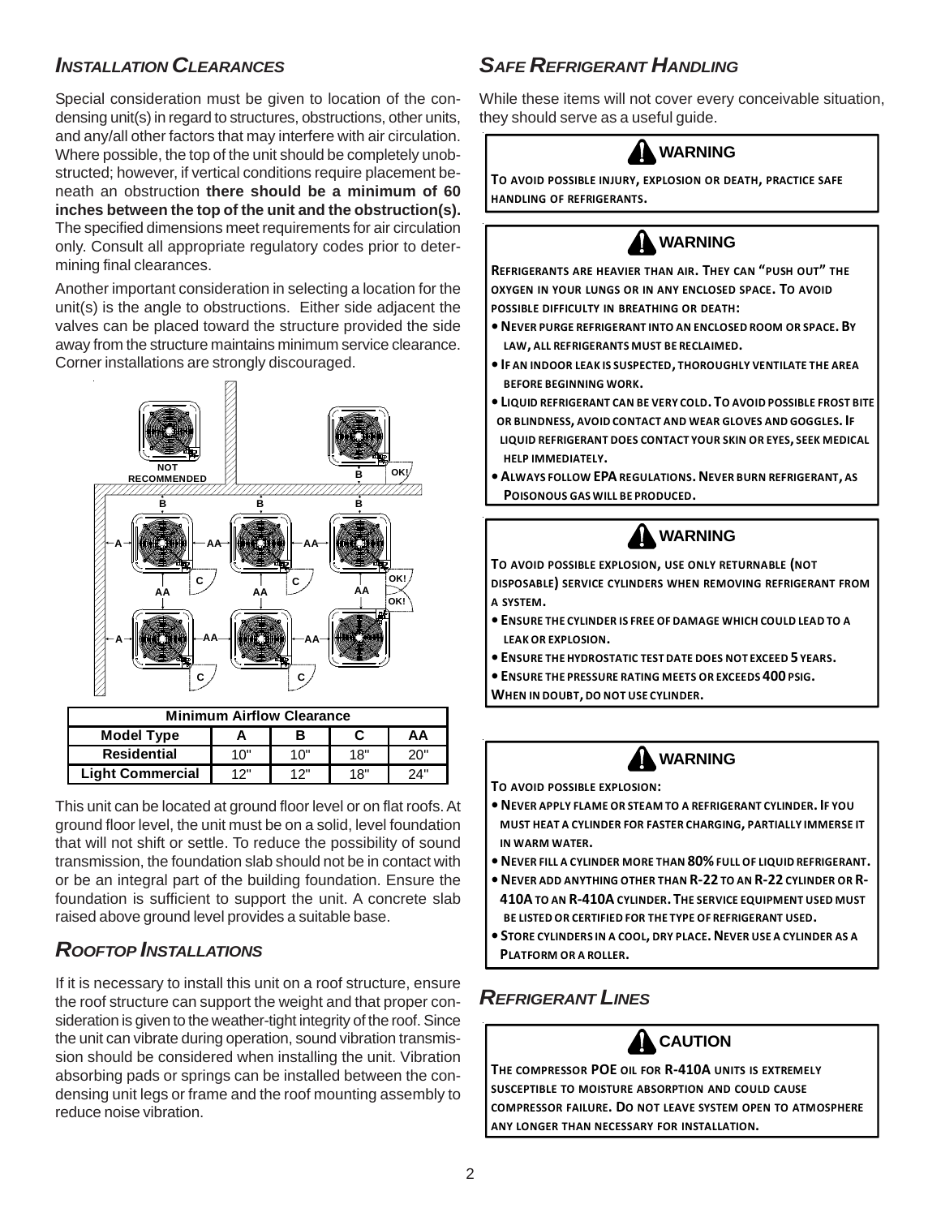## *Installation Clearances*

Special consideration must be given to location of the condensing unit(s) in regard to structures, obstructions, other units, and any/all other factors that may interfere with air circulation. Where possible, the top of the unit should be completely unobstructed; however, if vertical conditions require placement beneath an obstruction **there should be a minimum of 60 inches between the top of the unit and the obstruction(s).** The specified dimensions meet requirements for air circulation only. Consult all appropriate regulatory codes prior to determining final clearances.

Another important consideration in selecting a location for the unit(s) is the angle to obstructions. Either side adjacent the valves can be placed toward the structure provided the side away from the structure maintains minimum service clearance. Corner installations are strongly discouraged.

| Minimum Airflow Clearance | | | | |
|---|---|---|---|---|
| **Model Type** | **A** | **B** | **C** | **AA** |
| **Residential** | 10" | 10" | 18" | 20" |
| **Light Commercial** | 12" | 12" | 18" | 24" |

This unit can be located at ground floor level or on flat roofs. At ground floor level, the unit must be on a solid, level foundation that will not shift or settle. To reduce the possibility of sound transmission, the foundation slab should not be in contact with or be an integral part of the building foundation. Ensure the foundation is sufficient to support the unit. A concrete slab raised above ground level provides a suitable base.

## *Rooftop Installations*

If it is necessary to install this unit on a roof structure, ensure the roof structure can support the weight and that proper consideration is given to the weather-tight integrity of the roof. Since the unit can vibrate during operation, sound vibration transmission should be considered when installing the unit. Vibration absorbing pads or springs can be installed between the condensing unit legs or frame and the roof mounting assembly to reduce noise vibration.

## *Safe Refrigerant Handling*

While these items will not cover every conceivable situation, they should serve as a useful guide.

**WARNING**

**TO AVOID POSSIBLE INJURY, EXPLOSION OR DEATH, PRACTICE SAFE HANDLING OF REFRIGERANTS.**

**WARNING**

**REFRIGERANTS ARE HEAVIER THAN AIR. THEY CAN "PUSH OUT" THE OXYGEN IN YOUR LUNGS OR IN ANY ENCLOSED SPACE. TO AVOID POSSIBLE DIFFICULTY IN BREATHING OR DEATH:**

- **NEVER PURGE REFRIGERANT INTO AN ENCLOSED ROOM OR SPACE. BY LAW, ALL REFRIGERANTS MUST BE RECLAIMED.**
- **IF AN INDOOR LEAK IS SUSPECTED, THOROUGHLY VENTILATE THE AREA BEFORE BEGINNING WORK.**
- **LIQUID REFRIGERANT CAN BE VERY COLD. TO AVOID POSSIBLE FROST BITE OR BLINDNESS, AVOID CONTACT AND WEAR GLOVES AND GOGGLES. IF LIQUID REFRIGERANT DOES CONTACT YOUR SKIN OR EYES, SEEK MEDICAL HELP IMMEDIATELY.**
- **ALWAYS FOLLOW EPA REGULATIONS. NEVER BURN REFRIGERANT, AS POISONOUS GAS WILL BE PRODUCED.**

**WARNING**

**TO AVOID POSSIBLE EXPLOSION, USE ONLY RETURNABLE (NOT DISPOSABLE) SERVICE CYLINDERS WHEN REMOVING REFRIGERANT FROM A SYSTEM.**

- **ENSURE THE CYLINDER IS FREE OF DAMAGE WHICH COULD LEAD TO A LEAK OR EXPLOSION.**
- **ENSURE THE HYDROSTATIC TEST DATE DOES NOT EXCEED 5 YEARS.**
- **ENSURE THE PRESSURE RATING MEETS OR EXCEEDS 400 PSIG.**

**WHEN IN DOUBT, DO NOT USE CYLINDER.**

**WARNING**

**TO AVOID POSSIBLE EXPLOSION:**

- **NEVER APPLY FLAME OR STEAM TO A REFRIGERANT CYLINDER. IF YOU MUST HEAT A CYLINDER FOR FASTER CHARGING, PARTIALLY IMMERSE IT IN WARM WATER.**
- **NEVER FILL A CYLINDER MORE THAN 80% FULL OF LIQUID REFRIGERANT.**
- **NEVER ADD ANYTHING OTHER THAN R-22 TO AN R-22 CYLINDER OR R-410A TO AN R-410A CYLINDER. THE SERVICE EQUIPMENT USED MUST BE LISTED OR CERTIFIED FOR THE TYPE OF REFRIGERANT USED.**
- **STORE CYLINDERS IN A COOL, DRY PLACE. NEVER USE A CYLINDER AS A PLATFORM OR A ROLLER.**

## *Refrigerant Lines*

**CAUTION**

**THE COMPRESSOR POE OIL FOR R-410A UNITS IS EXTREMELY SUSCEPTIBLE TO MOISTURE ABSORPTION AND COULD CAUSE COMPRESSOR FAILURE. DO NOT LEAVE SYSTEM OPEN TO ATMOSPHERE ANY LONGER THAN NECESSARY FOR INSTALLATION.**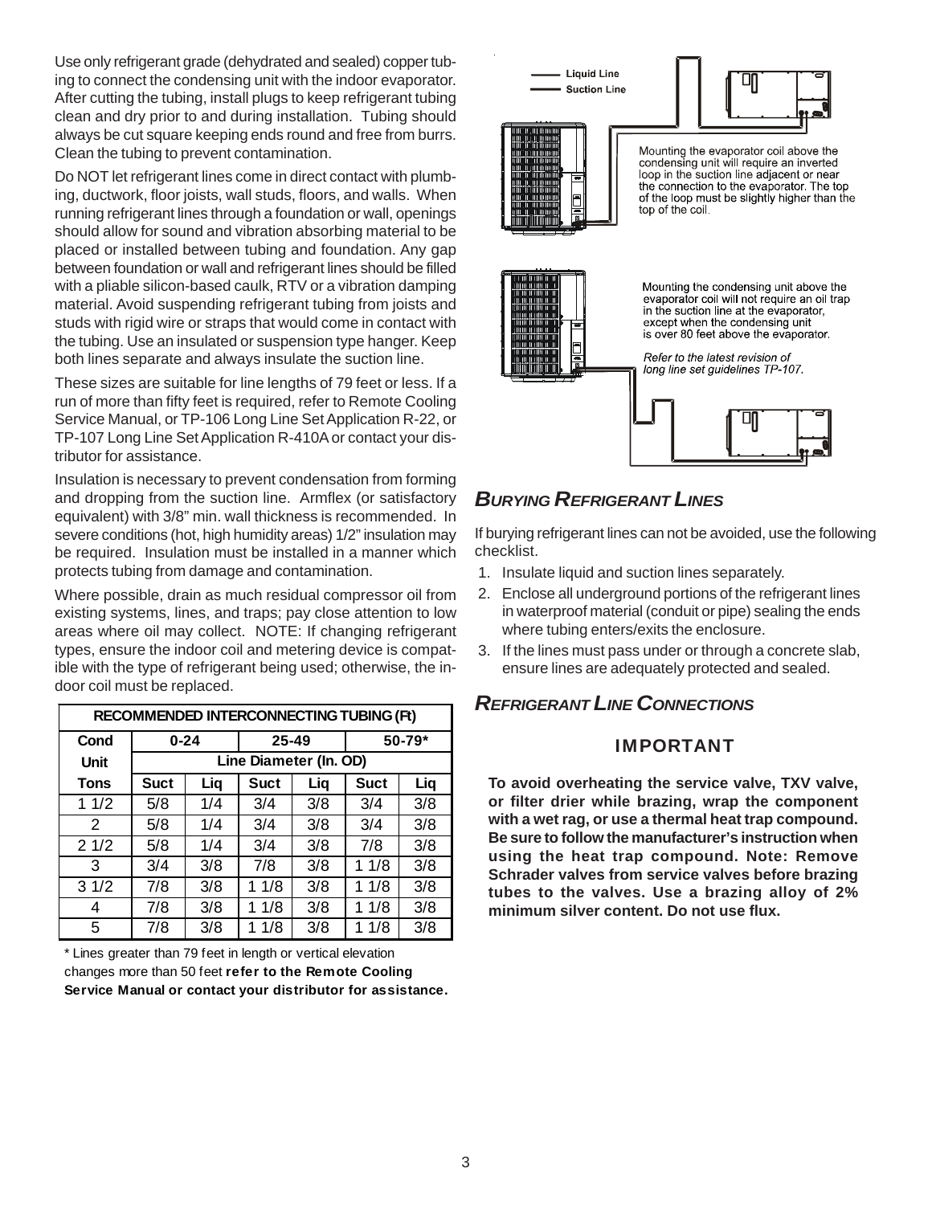Use only refrigerant grade (dehydrated and sealed) copper tubing to connect the condensing unit with the indoor evaporator. After cutting the tubing, install plugs to keep refrigerant tubing clean and dry prior to and during installation. Tubing should always be cut square keeping ends round and free from burrs. Clean the tubing to prevent contamination.

Do NOT let refrigerant lines come in direct contact with plumbing, ductwork, floor joists, wall studs, floors, and walls. When running refrigerant lines through a foundation or wall, openings should allow for sound and vibration absorbing material to be placed or installed between tubing and foundation. Any gap between foundation or wall and refrigerant lines should be filled with a pliable silicon-based caulk, RTV or a vibration damping material. Avoid suspending refrigerant tubing from joists and studs with rigid wire or straps that would come in contact with the tubing. Use an insulated or suspension type hanger. Keep both lines separate and always insulate the suction line.

These sizes are suitable for line lengths of 79 feet or less. If a run of more than fifty feet is required, refer to Remote Cooling Service Manual, or TP-106 Long Line Set Application R-22, or TP-107 Long Line Set Application R-410A or contact your distributor for assistance.

Insulation is necessary to prevent condensation from forming and dropping from the suction line. Armflex (or satisfactory equivalent) with 3/8" min. wall thickness is recommended. In severe conditions (hot, high humidity areas) 1/2" insulation may be required. Insulation must be installed in a manner which protects tubing from damage and contamination.

Where possible, drain as much residual compressor oil from existing systems, lines, and traps; pay close attention to low areas where oil may collect. NOTE: If changing refrigerant types, ensure the indoor coil and metering device is compatible with the type of refrigerant being used; otherwise, the indoor coil must be replaced.

| RECOMMENDED INTERCONNECTING TUBING (Ft) | | | | | | |
|---|---|---|---|---|---|---|
| Cond | 0-24 | | 25-49 | | 50-79* | |
| Unit | Line Diameter (In. OD) | | | | | |
| Tons | Suct | Liq | Suct | Liq | Suct | Liq |
| 1 1/2 | 5/8 | 1/4 | 3/4 | 3/8 | 3/4 | 3/8 |
| 2 | 5/8 | 1/4 | 3/4 | 3/8 | 3/4 | 3/8 |
| 2 1/2 | 5/8 | 1/4 | 3/4 | 3/8 | 7/8 | 3/8 |
| 3 | 3/4 | 3/8 | 7/8 | 3/8 | 1 1/8 | 3/8 |
| 3 1/2 | 7/8 | 3/8 | 1 1/8 | 3/8 | 1 1/8 | 3/8 |
| 4 | 7/8 | 3/8 | 1 1/8 | 3/8 | 1 1/8 | 3/8 |
| 5 | 7/8 | 3/8 | 1 1/8 | 3/8 | 1 1/8 | 3/8 |

\* Lines greater than 79 feet in length or vertical elevation changes more than 50 feet **refer to the Remote Cooling Service Manual or contact your distributor for assistance.**

Liquid Line
Suction Line

Mounting the evaporator coil above the condensing unit will require an inverted loop in the suction line adjacent or near the connection to the evaporator. The top of the loop must be slightly higher than the top of the coil.

Mounting the condensing unit above the evaporator coil will not require an oil trap in the suction line at the evaporator, except when the condensing unit is over 80 feet above the evaporator.

*Refer to the latest revision of long line set guidelines TP-107.*

## *BURYING REFRIGERANT LINES*

If burying refrigerant lines can not be avoided, use the following checklist.

1. Insulate liquid and suction lines separately.
2. Enclose all underground portions of the refrigerant lines in waterproof material (conduit or pipe) sealing the ends where tubing enters/exits the enclosure.
3. If the lines must pass under or through a concrete slab, ensure lines are adequately protected and sealed.

## *REFRIGERANT LINE CONNECTIONS*

### IMPORTANT

**To avoid overheating the service valve, TXV valve, or filter drier while brazing, wrap the component with a wet rag, or use a thermal heat trap compound. Be sure to follow the manufacturer's instruction when using the heat trap compound. Note: Remove Schrader valves from service valves before brazing tubes to the valves. Use a brazing alloy of 2% minimum silver content. Do not use flux.**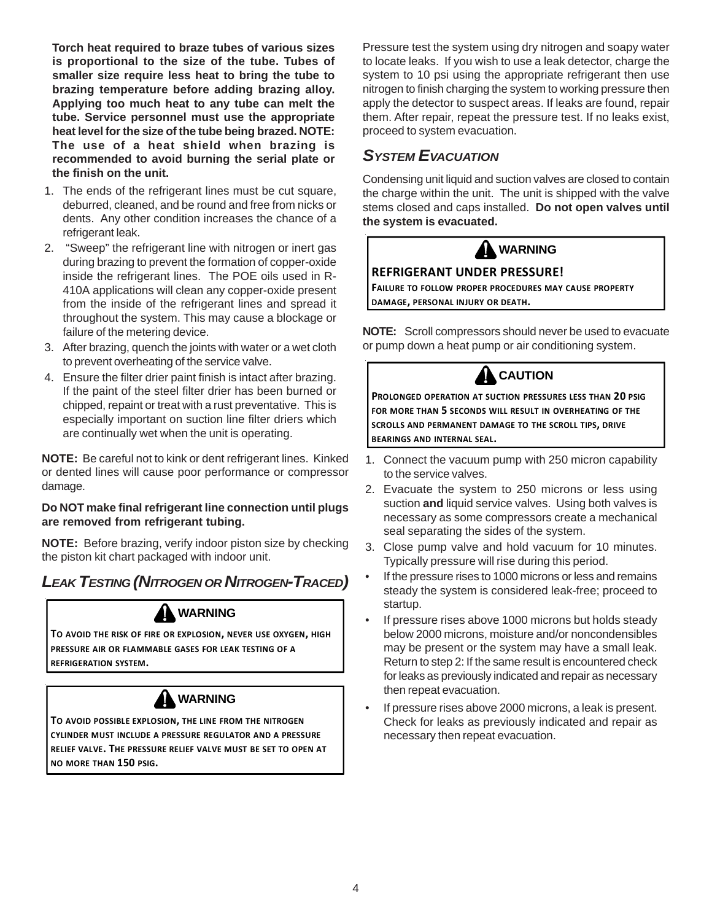**Torch heat required to braze tubes of various sizes is proportional to the size of the tube. Tubes of smaller size require less heat to bring the tube to brazing temperature before adding brazing alloy. Applying too much heat to any tube can melt the tube. Service personnel must use the appropriate heat level for the size of the tube being brazed. NOTE: The use of a heat shield when brazing is recommended to avoid burning the serial plate or the finish on the unit.**

1. The ends of the refrigerant lines must be cut square, deburred, cleaned, and be round and free from nicks or dents. Any other condition increases the chance of a refrigerant leak.
2. "Sweep" the refrigerant line with nitrogen or inert gas during brazing to prevent the formation of copper-oxide inside the refrigerant lines. The POE oils used in R-410A applications will clean any copper-oxide present from the inside of the refrigerant lines and spread it throughout the system. This may cause a blockage or failure of the metering device.
3. After brazing, quench the joints with water or a wet cloth to prevent overheating of the service valve.
4. Ensure the filter drier paint finish is intact after brazing. If the paint of the steel filter drier has been burned or chipped, repaint or treat with a rust preventative. This is especially important on suction line filter driers which are continually wet when the unit is operating.

**NOTE:** Be careful not to kink or dent refrigerant lines. Kinked or dented lines will cause poor performance or compressor damage.

**Do NOT make final refrigerant line connection until plugs are removed from refrigerant tubing.**

**NOTE:** Before brazing, verify indoor piston size by checking the piston kit chart packaged with indoor unit.

## *Leak Testing (Nitrogen or Nitrogen-Traced)*

> **WARNING**
>
> **To avoid the risk of fire or explosion, never use oxygen, high pressure air or flammable gases for leak testing of a refrigeration system.**

> **WARNING**
>
> **To avoid possible explosion, the line from the nitrogen cylinder must include a pressure regulator and a pressure relief valve. The pressure relief valve must be set to open at no more than 150 psig.**

Pressure test the system using dry nitrogen and soapy water to locate leaks. If you wish to use a leak detector, charge the system to 10 psi using the appropriate refrigerant then use nitrogen to finish charging the system to working pressure then apply the detector to suspect areas. If leaks are found, repair them. After repair, repeat the pressure test. If no leaks exist, proceed to system evacuation.

## *System Evacuation*

Condensing unit liquid and suction valves are closed to contain the charge within the unit. The unit is shipped with the valve stems closed and caps installed. **Do not open valves until the system is evacuated.**

> **WARNING**
>
> **REFRIGERANT UNDER PRESSURE!**
>
> **Failure to follow proper procedures may cause property damage, personal injury or death.**

**NOTE:** Scroll compressors should never be used to evacuate or pump down a heat pump or air conditioning system.

> **CAUTION**
>
> **Prolonged operation at suction pressures less than 20 psig for more than 5 seconds will result in overheating of the scrolls and permanent damage to the scroll tips, drive bearings and internal seal.**

1. Connect the vacuum pump with 250 micron capability to the service valves.
2. Evacuate the system to 250 microns or less using suction **and** liquid service valves. Using both valves is necessary as some compressors create a mechanical seal separating the sides of the system.
3. Close pump valve and hold vacuum for 10 minutes. Typically pressure will rise during this period.

- If the pressure rises to 1000 microns or less and remains steady the system is considered leak-free; proceed to startup.
- If pressure rises above 1000 microns but holds steady below 2000 microns, moisture and/or noncondensibles may be present or the system may have a small leak. Return to step 2: If the same result is encountered check for leaks as previously indicated and repair as necessary then repeat evacuation.
- If pressure rises above 2000 microns, a leak is present. Check for leaks as previously indicated and repair as necessary then repeat evacuation.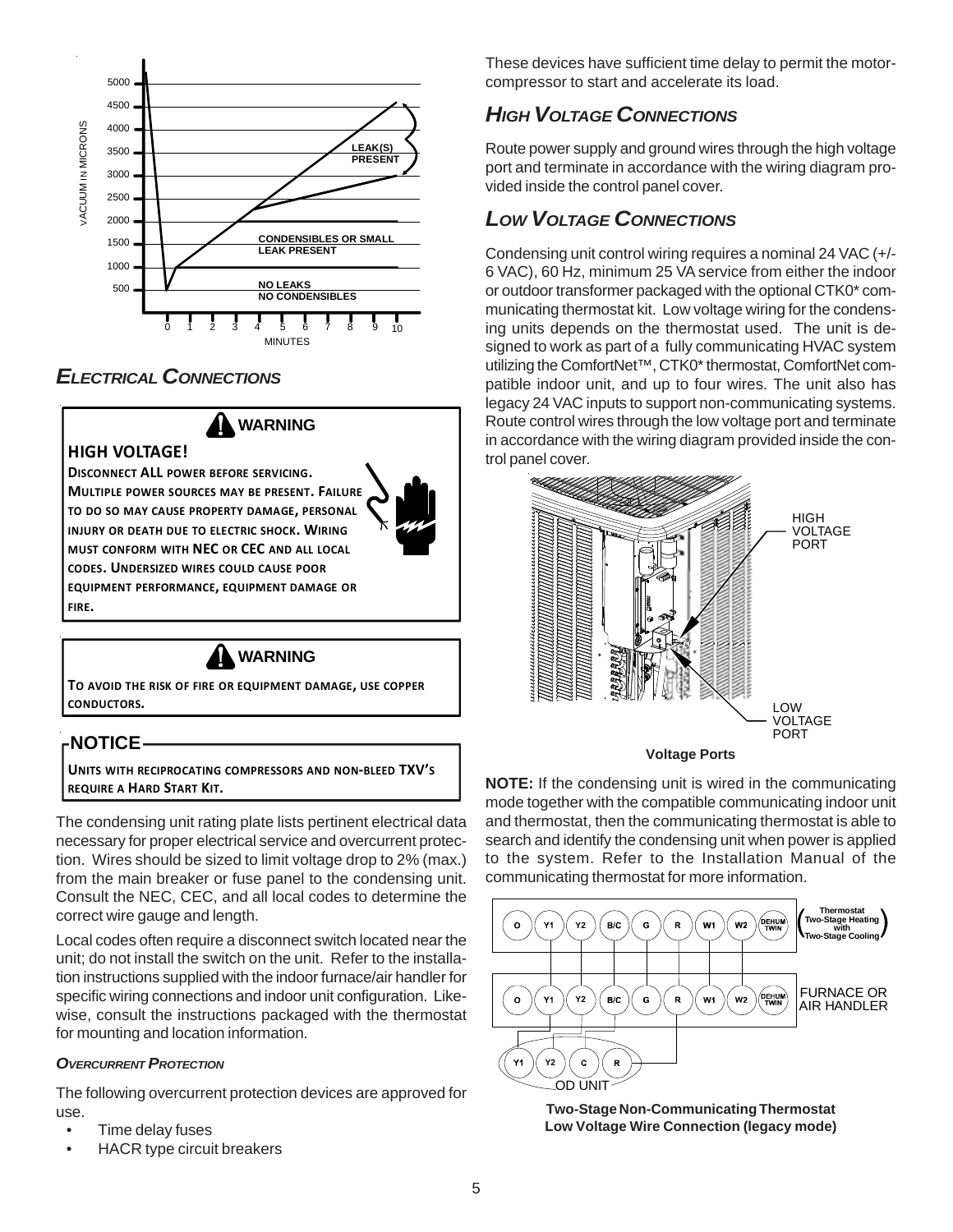VACUUM IN MICRONS

5000
4500
4000
3500
3000
2500
2000
1500
1000
500

LEAK(S) PRESENT

CONDENSIBLES OR SMALL LEAK PRESENT

NO LEAKS NO CONDENSIBLES

0 1 2 3 4 5 6 7 8 9 10

MINUTES

## *ELECTRICAL CONNECTIONS*

> **WARNING**
>
> **HIGH VOLTAGE!**
>
> **DISCONNECT ALL POWER BEFORE SERVICING. MULTIPLE POWER SOURCES MAY BE PRESENT. FAILURE TO DO SO MAY CAUSE PROPERTY DAMAGE, PERSONAL INJURY OR DEATH DUE TO ELECTRIC SHOCK. WIRING MUST CONFORM WITH NEC OR CEC AND ALL LOCAL CODES. UNDERSIZED WIRES COULD CAUSE POOR EQUIPMENT PERFORMANCE, EQUIPMENT DAMAGE OR FIRE.**

> **WARNING**
>
> **TO AVOID THE RISK OF FIRE OR EQUIPMENT DAMAGE, USE COPPER CONDUCTORS.**

> **NOTICE**
>
> **UNITS WITH RECIPROCATING COMPRESSORS AND NON-BLEED TXV'S REQUIRE A HARD START KIT.**

The condensing unit rating plate lists pertinent electrical data necessary for proper electrical service and overcurrent protection. Wires should be sized to limit voltage drop to 2% (max.) from the main breaker or fuse panel to the condensing unit. Consult the NEC, CEC, and all local codes to determine the correct wire gauge and length.

Local codes often require a disconnect switch located near the unit; do not install the switch on the unit. Refer to the installation instructions supplied with the indoor furnace/air handler for specific wiring connections and indoor unit configuration. Likewise, consult the instructions packaged with the thermostat for mounting and location information.

#### *OVERCURRENT PROTECTION*

The following overcurrent protection devices are approved for use.

- Time delay fuses
- HACR type circuit breakers

These devices have sufficient time delay to permit the motor-compressor to start and accelerate its load.

## *HIGH VOLTAGE CONNECTIONS*

Route power supply and ground wires through the high voltage port and terminate in accordance with the wiring diagram provided inside the control panel cover.

## *LOW VOLTAGE CONNECTIONS*

Condensing unit control wiring requires a nominal 24 VAC (+/- 6 VAC), 60 Hz, minimum 25 VA service from either the indoor or outdoor transformer packaged with the optional CTK0* communicating thermostat kit. Low voltage wiring for the condensing units depends on the thermostat used. The unit is designed to work as part of a fully communicating HVAC system utilizing the ComfortNet™, CTK0* thermostat, ComfortNet compatible indoor unit, and up to four wires. The unit also has legacy 24 VAC inputs to support non-communicating systems. Route control wires through the low voltage port and terminate in accordance with the wiring diagram provided inside the control panel cover.

HIGH VOLTAGE PORT

LOW VOLTAGE PORT

**Voltage Ports**

**NOTE:** If the condensing unit is wired in the communicating mode together with the compatible communicating indoor unit and thermostat, then the communicating thermostat is able to search and identify the condensing unit when power is applied to the system. Refer to the Installation Manual of the communicating thermostat for more information.

O Y1 Y2 B/C G R W1 W2 DEHUM TWIN (Thermostat Two-Stage Heating with Two-Stage Cooling)

O Y1 Y2 B/C G R W1 W2 DEHUM TWIN FURNACE OR AIR HANDLER

Y1 Y2 C R OD UNIT

**Two-Stage Non-Communicating Thermostat Low Voltage Wire Connection (legacy mode)**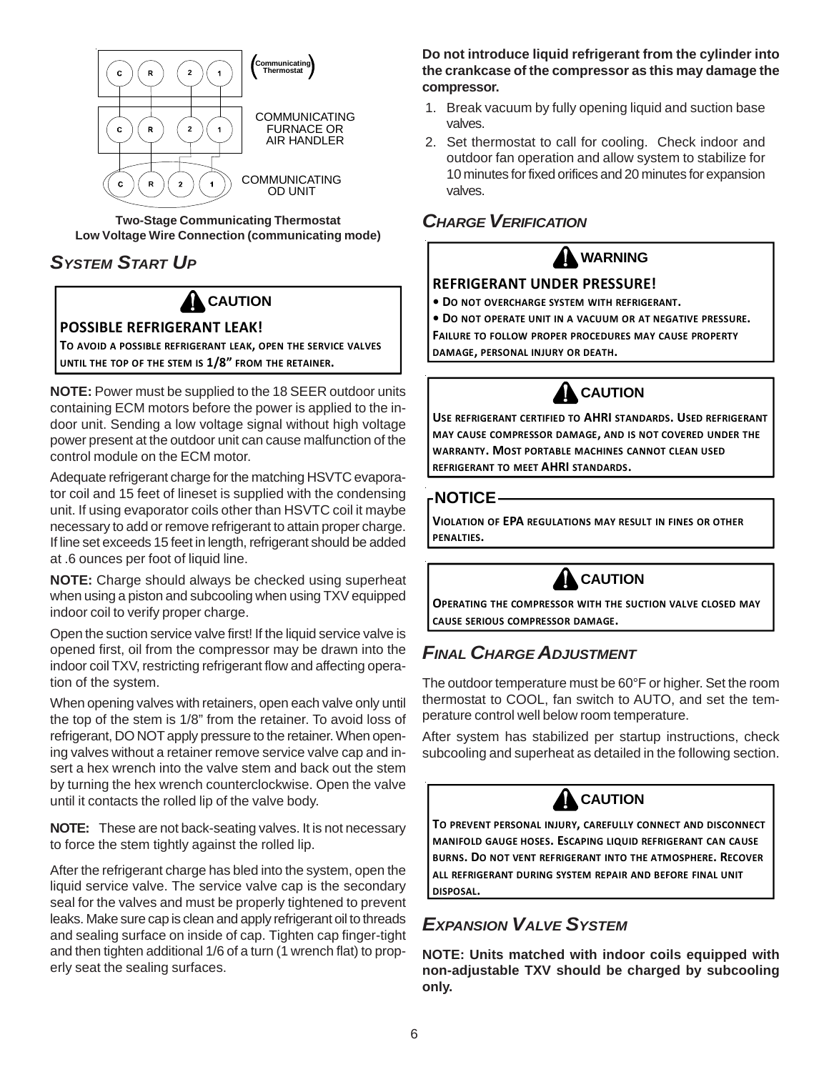C R 2 1 (Communicating Thermostat)

C R 2 1 COMMUNICATING FURNACE OR AIR HANDLER

C R 2 1 COMMUNICATING OD UNIT

**Two-Stage Communicating Thermostat Low Voltage Wire Connection (communicating mode)**

## *System Start Up*

> **⚠ CAUTION**
>
> **POSSIBLE REFRIGERANT LEAK!**
>
> **To avoid a possible refrigerant leak, open the service valves until the top of the stem is 1/8" from the retainer.**

**NOTE:** Power must be supplied to the 18 SEER outdoor units containing ECM motors before the power is applied to the indoor unit. Sending a low voltage signal without high voltage power present at the outdoor unit can cause malfunction of the control module on the ECM motor.

Adequate refrigerant charge for the matching HSVTC evaporator coil and 15 feet of lineset is supplied with the condensing unit. If using evaporator coils other than HSVTC coil it maybe necessary to add or remove refrigerant to attain proper charge. If line set exceeds 15 feet in length, refrigerant should be added at .6 ounces per foot of liquid line.

**NOTE:** Charge should always be checked using superheat when using a piston and subcooling when using TXV equipped indoor coil to verify proper charge.

Open the suction service valve first! If the liquid service valve is opened first, oil from the compressor may be drawn into the indoor coil TXV, restricting refrigerant flow and affecting operation of the system.

When opening valves with retainers, open each valve only until the top of the stem is 1/8" from the retainer. To avoid loss of refrigerant, DO NOT apply pressure to the retainer. When opening valves without a retainer remove service valve cap and insert a hex wrench into the valve stem and back out the stem by turning the hex wrench counterclockwise. Open the valve until it contacts the rolled lip of the valve body.

**NOTE:** These are not back-seating valves. It is not necessary to force the stem tightly against the rolled lip.

After the refrigerant charge has bled into the system, open the liquid service valve. The service valve cap is the secondary seal for the valves and must be properly tightened to prevent leaks. Make sure cap is clean and apply refrigerant oil to threads and sealing surface on inside of cap. Tighten cap finger-tight and then tighten additional 1/6 of a turn (1 wrench flat) to properly seat the sealing surfaces.

**Do not introduce liquid refrigerant from the cylinder into the crankcase of the compressor as this may damage the compressor.**

1. Break vacuum by fully opening liquid and suction base valves.
2. Set thermostat to call for cooling. Check indoor and outdoor fan operation and allow system to stabilize for 10 minutes for fixed orifices and 20 minutes for expansion valves.

## *Charge Verification*

> **⚠ WARNING**
>
> **REFRIGERANT UNDER PRESSURE!**
>
> - **Do not overcharge system with refrigerant.**
> - **Do not operate unit in a vacuum or at negative pressure.**
>
> **Failure to follow proper procedures may cause property damage, personal injury or death.**

> **⚠ CAUTION**
>
> **Use refrigerant certified to AHRI standards. Used refrigerant may cause compressor damage, and is not covered under the warranty. Most portable machines cannot clean used refrigerant to meet AHRI standards.**

> **NOTICE**
>
> **Violation of EPA regulations may result in fines or other penalties.**

> **⚠ CAUTION**
>
> **Operating the compressor with the suction valve closed may cause serious compressor damage.**

## *Final Charge Adjustment*

The outdoor temperature must be 60°F or higher. Set the room thermostat to COOL, fan switch to AUTO, and set the temperature control well below room temperature.

After system has stabilized per startup instructions, check subcooling and superheat as detailed in the following section.

> **⚠ CAUTION**
>
> **To prevent personal injury, carefully connect and disconnect manifold gauge hoses. Escaping liquid refrigerant can cause burns. Do not vent refrigerant into the atmosphere. Recover all refrigerant during system repair and before final unit disposal.**

## *Expansion Valve System*

**NOTE: Units matched with indoor coils equipped with non-adjustable TXV should be charged by subcooling only.**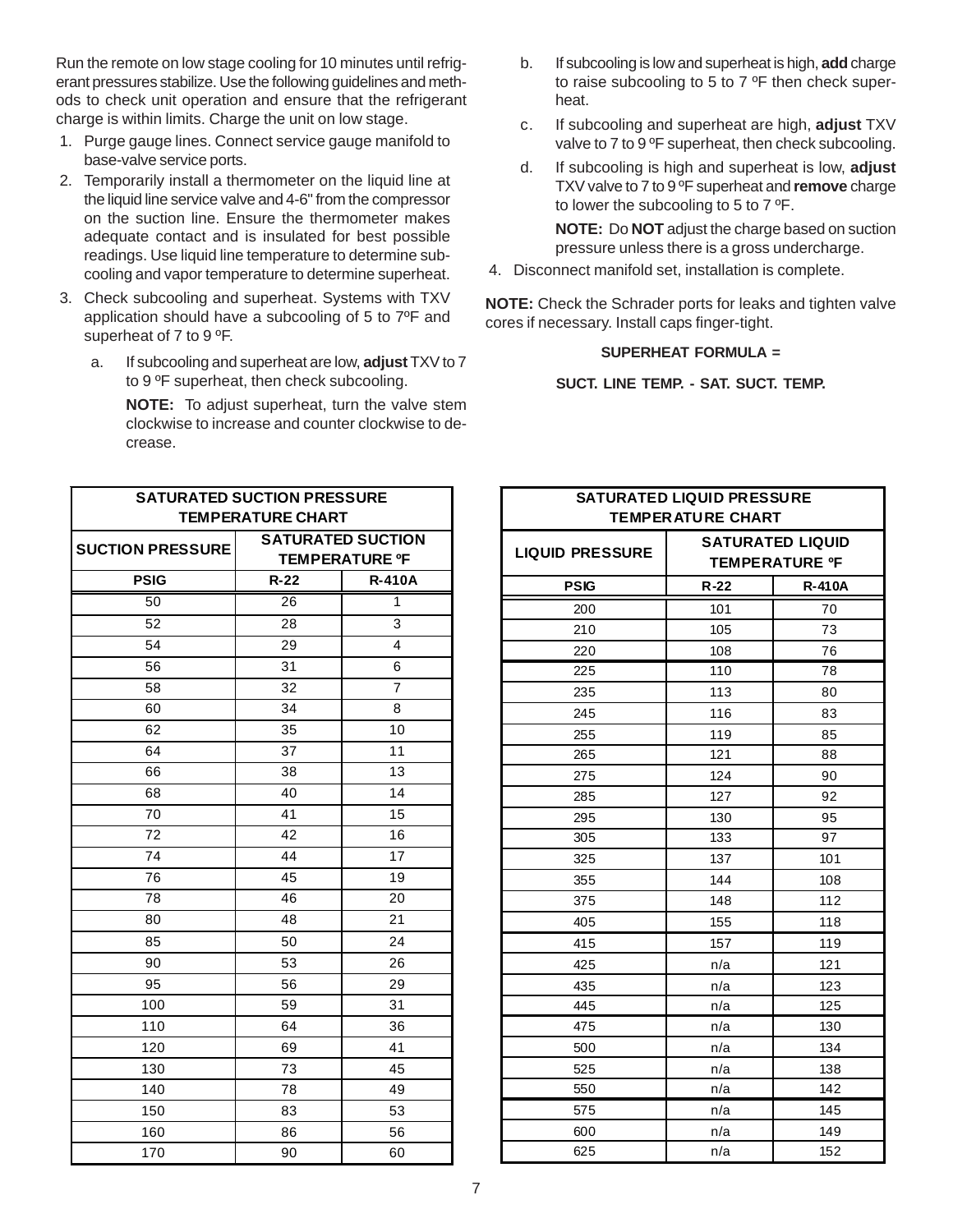Run the remote on low stage cooling for 10 minutes until refrigerant pressures stabilize. Use the following guidelines and methods to check unit operation and ensure that the refrigerant charge is within limits. Charge the unit on low stage.

1. Purge gauge lines. Connect service gauge manifold to base-valve service ports.
2. Temporarily install a thermometer on the liquid line at the liquid line service valve and 4-6" from the compressor on the suction line. Ensure the thermometer makes adequate contact and is insulated for best possible readings. Use liquid line temperature to determine subcooling and vapor temperature to determine superheat.
3. Check subcooling and superheat. Systems with TXV application should have a subcooling of 5 to 7ºF and superheat of 7 to 9 ºF.
   a. If subcooling and superheat are low, **adjust** TXV to 7 to 9 ºF superheat, then check subcooling.

      **NOTE:** To adjust superheat, turn the valve stem clockwise to increase and counter clockwise to decrease.
   b. If subcooling is low and superheat is high, **add** charge to raise subcooling to 5 to 7 ºF then check superheat.
   c. If subcooling and superheat are high, **adjust** TXV valve to 7 to 9 ºF superheat, then check subcooling.
   d. If subcooling is high and superheat is low, **adjust** TXV valve to 7 to 9 ºF superheat and **remove** charge to lower the subcooling to 5 to 7 ºF.

      **NOTE:** Do **NOT** adjust the charge based on suction pressure unless there is a gross undercharge.
4. Disconnect manifold set, installation is complete.

**NOTE:** Check the Schrader ports for leaks and tighten valve cores if necessary. Install caps finger-tight.

**SUPERHEAT FORMULA =**

**SUCT. LINE TEMP. - SAT. SUCT. TEMP.**

| SATURATED SUCTION PRESSURE TEMPERATURE CHART | | |
|---|---|---|
| **SUCTION PRESSURE** | **SATURATED SUCTION TEMPERATURE ºF** | |
| **PSIG** | **R-22** | **R-410A** |
| 50 | 26 | 1 |
| 52 | 28 | 3 |
| 54 | 29 | 4 |
| 56 | 31 | 6 |
| 58 | 32 | 7 |
| 60 | 34 | 8 |
| 62 | 35 | 10 |
| 64 | 37 | 11 |
| 66 | 38 | 13 |
| 68 | 40 | 14 |
| 70 | 41 | 15 |
| 72 | 42 | 16 |
| 74 | 44 | 17 |
| 76 | 45 | 19 |
| 78 | 46 | 20 |
| 80 | 48 | 21 |
| 85 | 50 | 24 |
| 90 | 53 | 26 |
| 95 | 56 | 29 |
| 100 | 59 | 31 |
| 110 | 64 | 36 |
| 120 | 69 | 41 |
| 130 | 73 | 45 |
| 140 | 78 | 49 |
| 150 | 83 | 53 |
| 160 | 86 | 56 |
| 170 | 90 | 60 |

| SATURATED LIQUID PRESSURE TEMPERATURE CHART | | |
|---|---|---|
| **LIQUID PRESSURE** | **SATURATED LIQUID TEMPERATURE ºF** | |
| **PSIG** | **R-22** | **R-410A** |
| 200 | 101 | 70 |
| 210 | 105 | 73 |
| 220 | 108 | 76 |
| 225 | 110 | 78 |
| 235 | 113 | 80 |
| 245 | 116 | 83 |
| 255 | 119 | 85 |
| 265 | 121 | 88 |
| 275 | 124 | 90 |
| 285 | 127 | 92 |
| 295 | 130 | 95 |
| 305 | 133 | 97 |
| 325 | 137 | 101 |
| 355 | 144 | 108 |
| 375 | 148 | 112 |
| 405 | 155 | 118 |
| 415 | 157 | 119 |
| 425 | n/a | 121 |
| 435 | n/a | 123 |
| 445 | n/a | 125 |
| 475 | n/a | 130 |
| 500 | n/a | 134 |
| 525 | n/a | 138 |
| 550 | n/a | 142 |
| 575 | n/a | 145 |
| 600 | n/a | 149 |
| 625 | n/a | 152 |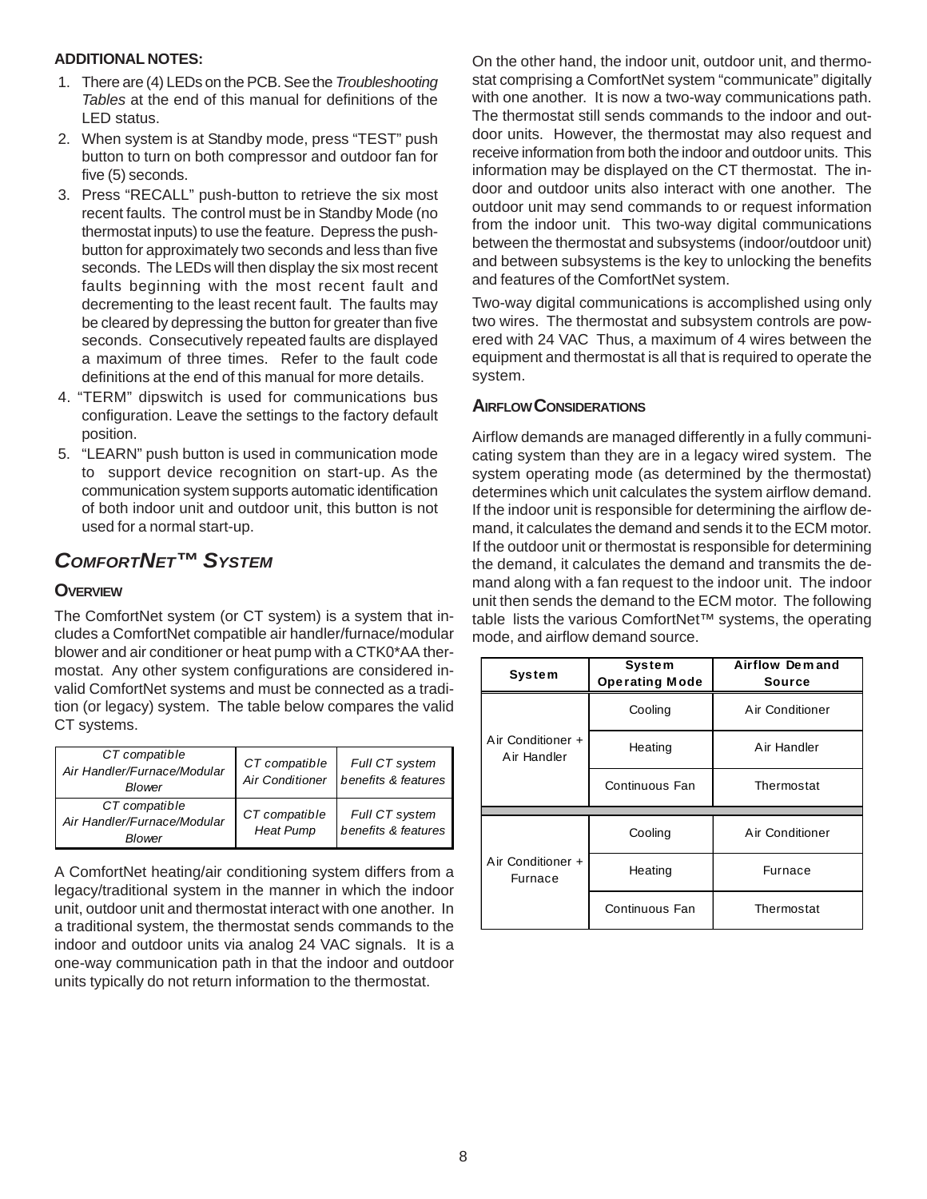**ADDITIONAL NOTES:**

1. There are (4) LEDs on the PCB. See the *Troubleshooting Tables* at the end of this manual for definitions of the LED status.
2. When system is at Standby mode, press "TEST" push button to turn on both compressor and outdoor fan for five (5) seconds.
3. Press "RECALL" push-button to retrieve the six most recent faults. The control must be in Standby Mode (no thermostat inputs) to use the feature. Depress the push-button for approximately two seconds and less than five seconds. The LEDs will then display the six most recent faults beginning with the most recent fault and decrementing to the least recent fault. The faults may be cleared by depressing the button for greater than five seconds. Consecutively repeated faults are displayed a maximum of three times. Refer to the fault code definitions at the end of this manual for more details.
4. "TERM" dipswitch is used for communications bus configuration. Leave the settings to the factory default position.
5. "LEARN" push button is used in communication mode to support device recognition on start-up. As the communication system supports automatic identification of both indoor unit and outdoor unit, this button is not used for a normal start-up.

## *ComfortNet™ System*

### Overview

The ComfortNet system (or CT system) is a system that includes a ComfortNet compatible air handler/furnace/modular blower and air conditioner or heat pump with a CTK0*AA thermostat. Any other system configurations are considered invalid ComfortNet systems and must be connected as a tradition (or legacy) system. The table below compares the valid CT systems.

| | | |
|---|---|---|
| *CT compatible Air Handler/Furnace/Modular Blower* | *CT compatible Air Conditioner* | *Full CT system benefits & features* |
| *CT compatible Air Handler/Furnace/Modular Blower* | *CT compatible Heat Pump* | *Full CT system benefits & features* |

A ComfortNet heating/air conditioning system differs from a legacy/traditional system in the manner in which the indoor unit, outdoor unit and thermostat interact with one another. In a traditional system, the thermostat sends commands to the indoor and outdoor units via analog 24 VAC signals. It is a one-way communication path in that the indoor and outdoor units typically do not return information to the thermostat.

On the other hand, the indoor unit, outdoor unit, and thermostat comprising a ComfortNet system "communicate" digitally with one another. It is now a two-way communications path. The thermostat still sends commands to the indoor and outdoor units. However, the thermostat may also request and receive information from both the indoor and outdoor units. This information may be displayed on the CT thermostat. The indoor and outdoor units also interact with one another. The outdoor unit may send commands to or request information from the indoor unit. This two-way digital communications between the thermostat and subsystems (indoor/outdoor unit) and between subsystems is the key to unlocking the benefits and features of the ComfortNet system.

Two-way digital communications is accomplished using only two wires. The thermostat and subsystem controls are powered with 24 VAC Thus, a maximum of 4 wires between the equipment and thermostat is all that is required to operate the system.

### Airflow Considerations

Airflow demands are managed differently in a fully communicating system than they are in a legacy wired system. The system operating mode (as determined by the thermostat) determines which unit calculates the system airflow demand. If the indoor unit is responsible for determining the airflow demand, it calculates the demand and sends it to the ECM motor. If the outdoor unit or thermostat is responsible for determining the demand, it calculates the demand and transmits the demand along with a fan request to the indoor unit. The indoor unit then sends the demand to the ECM motor. The following table lists the various ComfortNet™ systems, the operating mode, and airflow demand source.

| System | System Operating Mode | Airflow Demand Source |
|---|---|---|
| Air Conditioner + Air Handler | Cooling | Air Conditioner |
| | Heating | Air Handler |
| | Continuous Fan | Thermostat |
| Air Conditioner + Furnace | Cooling | Air Conditioner |
| | Heating | Furnace |
| | Continuous Fan | Thermostat |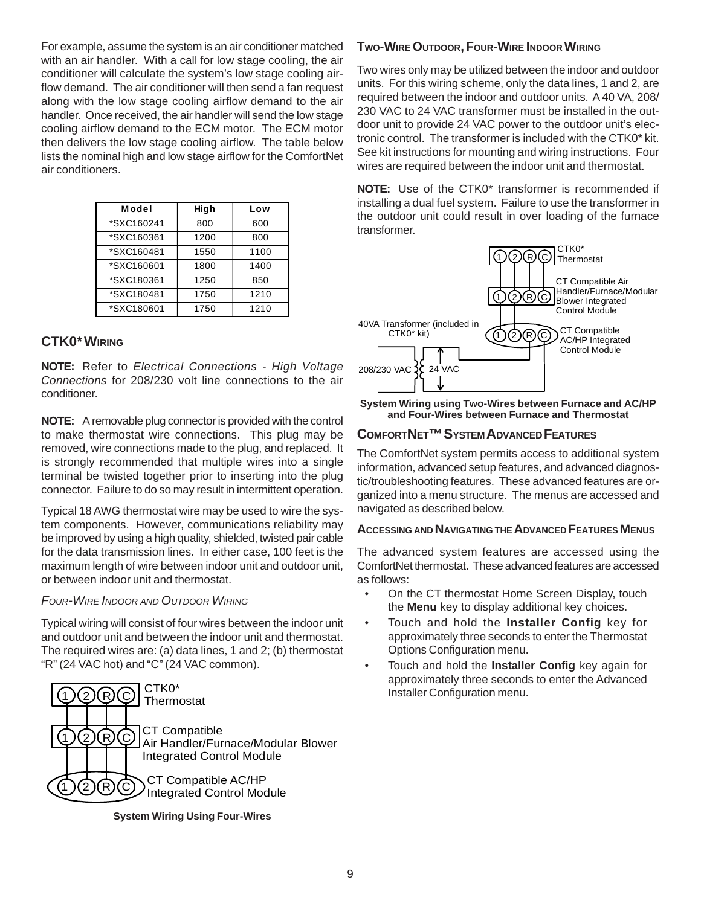For example, assume the system is an air conditioner matched with an air handler. With a call for low stage cooling, the air conditioner will calculate the system's low stage cooling airflow demand. The air conditioner will then send a fan request along with the low stage cooling airflow demand to the air handler. Once received, the air handler will send the low stage cooling airflow demand to the ECM motor. The ECM motor then delivers the low stage cooling airflow. The table below lists the nominal high and low stage airflow for the ComfortNet air conditioners.

| Model | High | Low |
|---|---|---|
| *SXC160241 | 800 | 600 |
| *SXC160361 | 1200 | 800 |
| *SXC160481 | 1550 | 1100 |
| *SXC160601 | 1800 | 1400 |
| *SXC180361 | 1250 | 850 |
| *SXC180481 | 1750 | 1210 |
| *SXC180601 | 1750 | 1210 |

## CTK0* Wiring

**NOTE:** Refer to *Electrical Connections - High Voltage Connections* for 208/230 volt line connections to the air conditioner.

**NOTE:** A removable plug connector is provided with the control to make thermostat wire connections. This plug may be removed, wire connections made to the plug, and replaced. It is strongly recommended that multiple wires into a single terminal be twisted together prior to inserting into the plug connector. Failure to do so may result in intermittent operation.

Typical 18 AWG thermostat wire may be used to wire the system components. However, communications reliability may be improved by using a high quality, shielded, twisted pair cable for the data transmission lines. In either case, 100 feet is the maximum length of wire between indoor unit and outdoor unit, or between indoor unit and thermostat.

*Four-Wire Indoor and Outdoor Wiring*

Typical wiring will consist of four wires between the indoor unit and outdoor unit and between the indoor unit and thermostat. The required wires are: (a) data lines, 1 and 2; (b) thermostat "R" (24 VAC hot) and "C" (24 VAC common).

1 2 R C — CTK0* Thermostat

1 2 R C — CT Compatible Air Handler/Furnace/Modular Blower Integrated Control Module

1 2 R C — CT Compatible AC/HP Integrated Control Module

**System Wiring Using Four-Wires**

### Two-Wire Outdoor, Four-Wire Indoor Wiring

Two wires only may be utilized between the indoor and outdoor units. For this wiring scheme, only the data lines, 1 and 2, are required between the indoor and outdoor units. A 40 VA, 208/230 VAC to 24 VAC transformer must be installed in the outdoor unit to provide 24 VAC power to the outdoor unit's electronic control. The transformer is included with the CTK0* kit. See kit instructions for mounting and wiring instructions. Four wires are required between the indoor unit and thermostat.

**NOTE:** Use of the CTK0* transformer is recommended if installing a dual fuel system. Failure to use the transformer in the outdoor unit could result in over loading of the furnace transformer.

1 2 R C — CTK0* Thermostat

1 2 R C — CT Compatible Air Handler/Furnace/Modular Blower Integrated Control Module

40VA Transformer (included in CTK0* kit)

1 2 R C — CT Compatible AC/HP Integrated Control Module

208/230 VAC — 24 VAC

**System Wiring using Two-Wires between Furnace and AC/HP and Four-Wires between Furnace and Thermostat**

## ComfortNet™ System Advanced Features

The ComfortNet system permits access to additional system information, advanced setup features, and advanced diagnostic/troubleshooting features. These advanced features are organized into a menu structure. The menus are accessed and navigated as described below.

### Accessing and Navigating the Advanced Features Menus

The advanced system features are accessed using the ComfortNet thermostat. These advanced features are accessed as follows:

- On the CT thermostat Home Screen Display, touch the **Menu** key to display additional key choices.
- Touch and hold the **Installer Config** key for approximately three seconds to enter the Thermostat Options Configuration menu.
- Touch and hold the **Installer Config** key again for approximately three seconds to enter the Advanced Installer Configuration menu.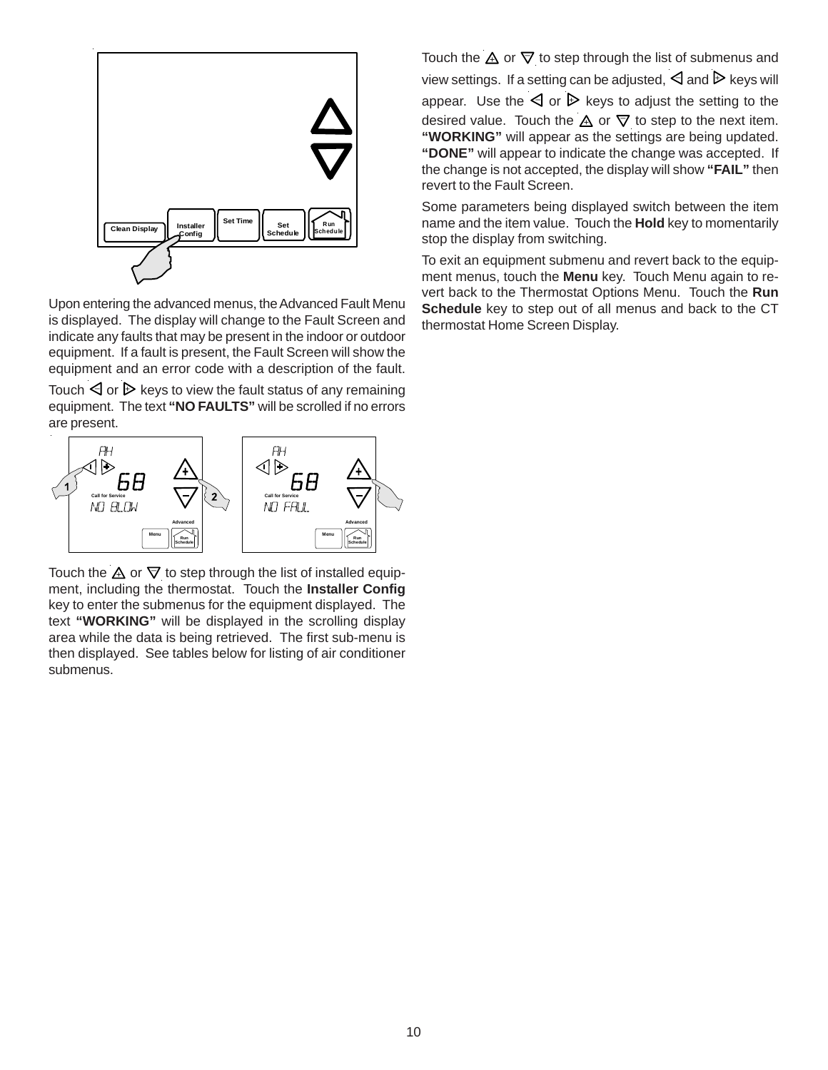Upon entering the advanced menus, the Advanced Fault Menu is displayed. The display will change to the Fault Screen and indicate any faults that may be present in the indoor or outdoor equipment. If a fault is present, the Fault Screen will show the equipment and an error code with a description of the fault.

Touch ◁ or ▷ keys to view the fault status of any remaining equipment. The text **"NO FAULTS"** will be scrolled if no errors are present.

Touch the △ or ▽ to step through the list of installed equipment, including the thermostat. Touch the **Installer Config** key to enter the submenus for the equipment displayed. The text **"WORKING"** will be displayed in the scrolling display area while the data is being retrieved. The first sub-menu is then displayed. See tables below for listing of air conditioner submenus.

Touch the △ or ▽ to step through the list of submenus and view settings. If a setting can be adjusted, ◁ and ▷ keys will appear. Use the ◁ or ▷ keys to adjust the setting to the desired value. Touch the △ or ▽ to step to the next item. **"WORKING"** will appear as the settings are being updated. **"DONE"** will appear to indicate the change was accepted. If the change is not accepted, the display will show **"FAIL"** then revert to the Fault Screen.

Some parameters being displayed switch between the item name and the item value. Touch the **Hold** key to momentarily stop the display from switching.

To exit an equipment submenu and revert back to the equipment menus, touch the **Menu** key. Touch Menu again to revert back to the Thermostat Options Menu. Touch the **Run Schedule** key to step out of all menus and back to the CT thermostat Home Screen Display.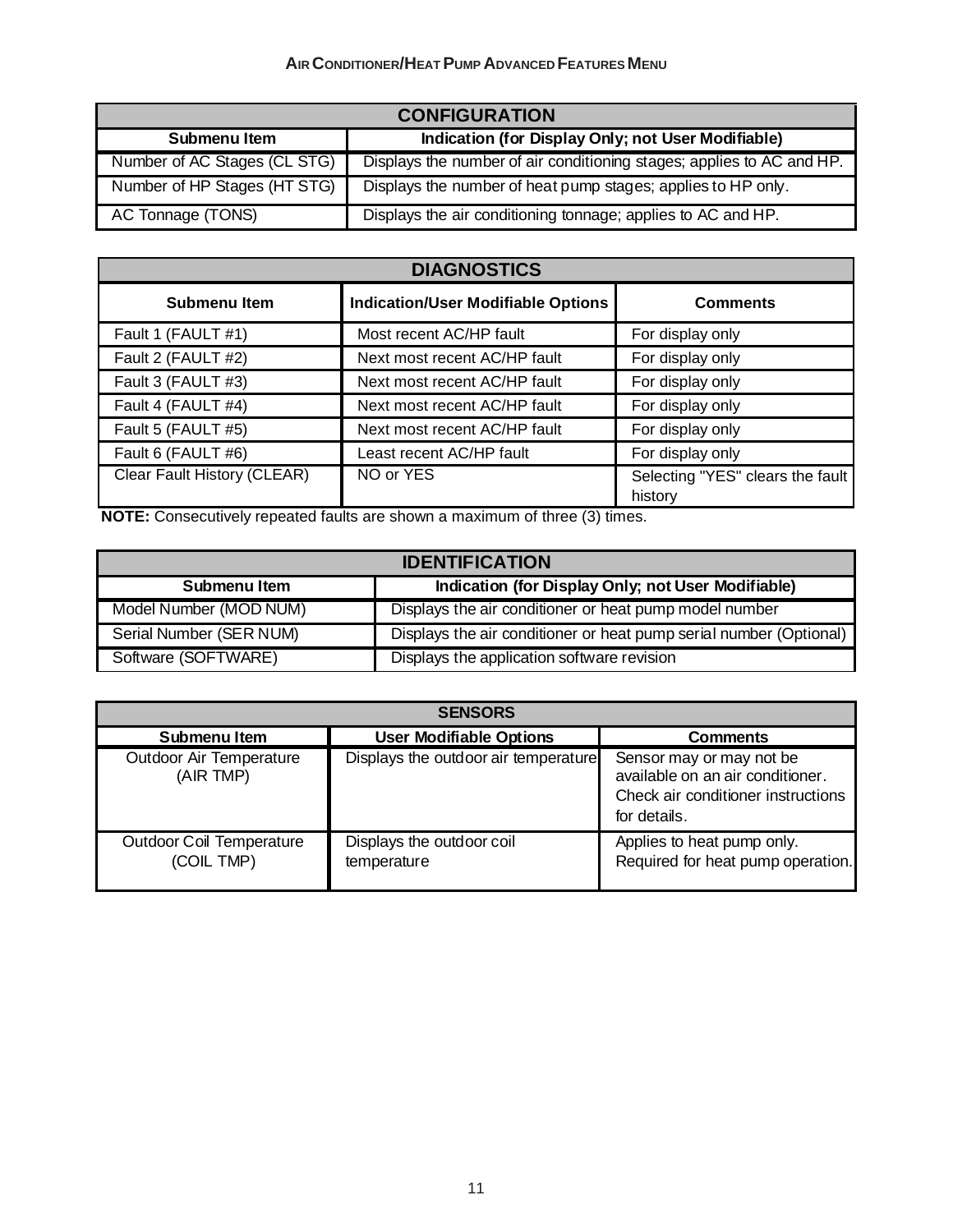## AIR CONDITIONER/HEAT PUMP ADVANCED FEATURES MENU

| CONFIGURATION | |
|---|---|
| **Submenu Item** | **Indication (for Display Only; not User Modifiable)** |
| Number of AC Stages (CL STG) | Displays the number of air conditioning stages; applies to AC and HP. |
| Number of HP Stages (HT STG) | Displays the number of heat pump stages; applies to HP only. |
| AC Tonnage (TONS) | Displays the air conditioning tonnage; applies to AC and HP. |

| DIAGNOSTICS | | |
|---|---|---|
| **Submenu Item** | **Indication/User Modifiable Options** | **Comments** |
| Fault 1 (FAULT #1) | Most recent AC/HP fault | For display only |
| Fault 2 (FAULT #2) | Next most recent AC/HP fault | For display only |
| Fault 3 (FAULT #3) | Next most recent AC/HP fault | For display only |
| Fault 4 (FAULT #4) | Next most recent AC/HP fault | For display only |
| Fault 5 (FAULT #5) | Next most recent AC/HP fault | For display only |
| Fault 6 (FAULT #6) | Least recent AC/HP fault | For display only |
| Clear Fault History (CLEAR) | NO or YES | Selecting "YES" clears the fault history |

**NOTE:** Consecutively repeated faults are shown a maximum of three (3) times.

| IDENTIFICATION | |
|---|---|
| **Submenu Item** | **Indication (for Display Only; not User Modifiable)** |
| Model Number (MOD NUM) | Displays the air conditioner or heat pump model number |
| Serial Number (SER NUM) | Displays the air conditioner or heat pump serial number (Optional) |
| Software (SOFTWARE) | Displays the application software revision |

| SENSORS | | |
|---|---|---|
| **Submenu Item** | **User Modifiable Options** | **Comments** |
| Outdoor Air Temperature (AIR TMP) | Displays the outdoor air temperature | Sensor may or may not be available on an air conditioner. Check air conditioner instructions for details. |
| Outdoor Coil Temperature (COIL TMP) | Displays the outdoor coil temperature | Applies to heat pump only. Required for heat pump operation. |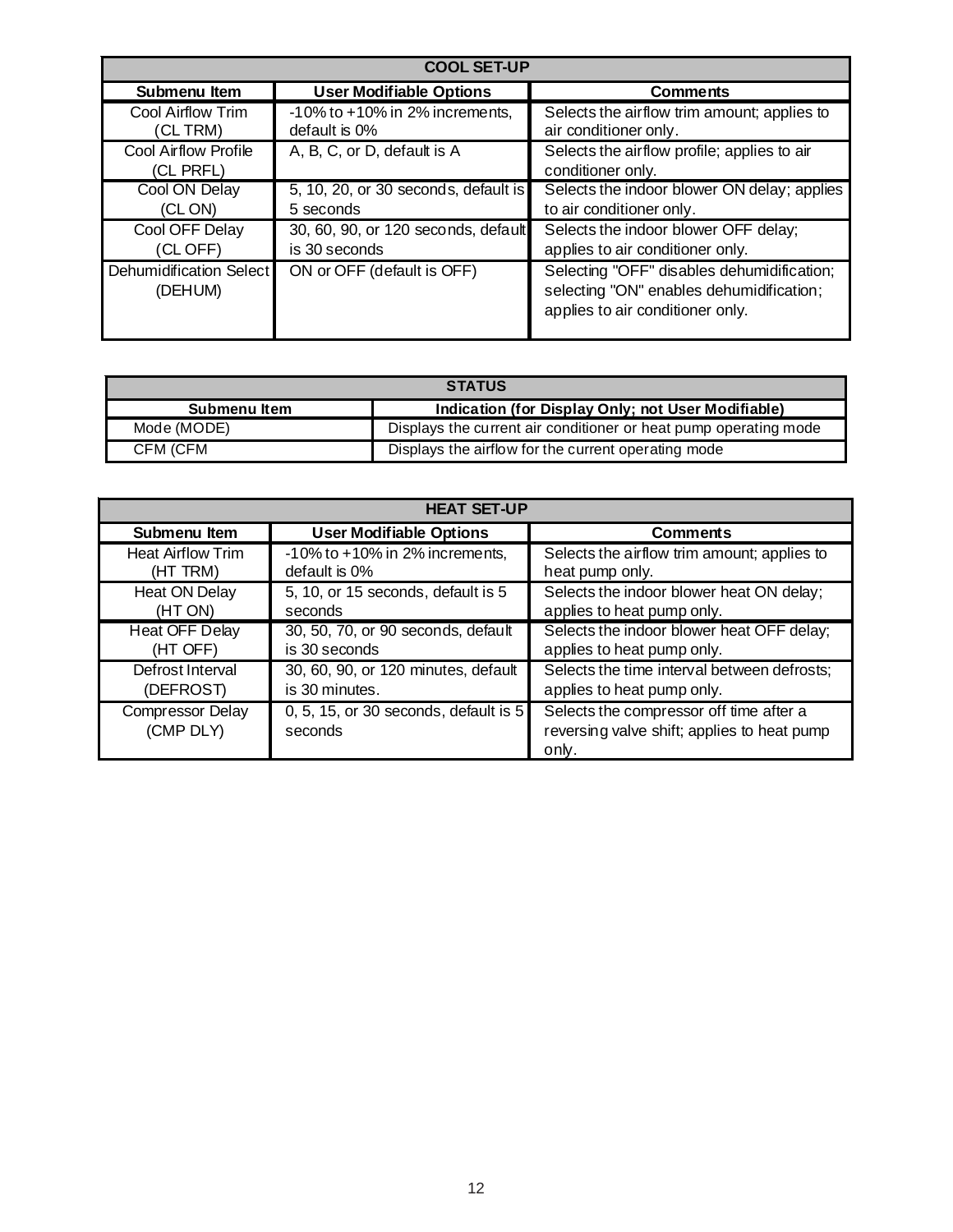| COOL SET-UP | | |
|---|---|---|
| **Submenu Item** | **User Modifiable Options** | **Comments** |
| Cool Airflow Trim (CL TRM) | -10% to +10% in 2% increments, default is 0% | Selects the airflow trim amount; applies to air conditioner only. |
| Cool Airflow Profile (CL PRFL) | A, B, C, or D, default is A | Selects the airflow profile; applies to air conditioner only. |
| Cool ON Delay (CL ON) | 5, 10, 20, or 30 seconds, default is 5 seconds | Selects the indoor blower ON delay; applies to air conditioner only. |
| Cool OFF Delay (CL OFF) | 30, 60, 90, or 120 seconds, default is 30 seconds | Selects the indoor blower OFF delay; applies to air conditioner only. |
| Dehumidification Select (DEHUM) | ON or OFF (default is OFF) | Selecting "OFF" disables dehumidification; selecting "ON" enables dehumidification; applies to air conditioner only. |

| STATUS | |
|---|---|
| **Submenu Item** | **Indication (for Display Only; not User Modifiable)** |
| Mode (MODE) | Displays the current air conditioner or heat pump operating mode |
| CFM (CFM | Displays the airflow for the current operating mode |

| HEAT SET-UP | | |
|---|---|---|
| **Submenu Item** | **User Modifiable Options** | **Comments** |
| Heat Airflow Trim (HT TRM) | -10% to +10% in 2% increments, default is 0% | Selects the airflow trim amount; applies to heat pump only. |
| Heat ON Delay (HT ON) | 5, 10, or 15 seconds, default is 5 seconds | Selects the indoor blower heat ON delay; applies to heat pump only. |
| Heat OFF Delay (HT OFF) | 30, 50, 70, or 90 seconds, default is 30 seconds | Selects the indoor blower heat OFF delay; applies to heat pump only. |
| Defrost Interval (DEFROST) | 30, 60, 90, or 120 minutes, default is 30 minutes. | Selects the time interval between defrosts; applies to heat pump only. |
| Compressor Delay (CMP DLY) | 0, 5, 15, or 30 seconds, default is 5 seconds | Selects the compressor off time after a reversing valve shift; applies to heat pump only. |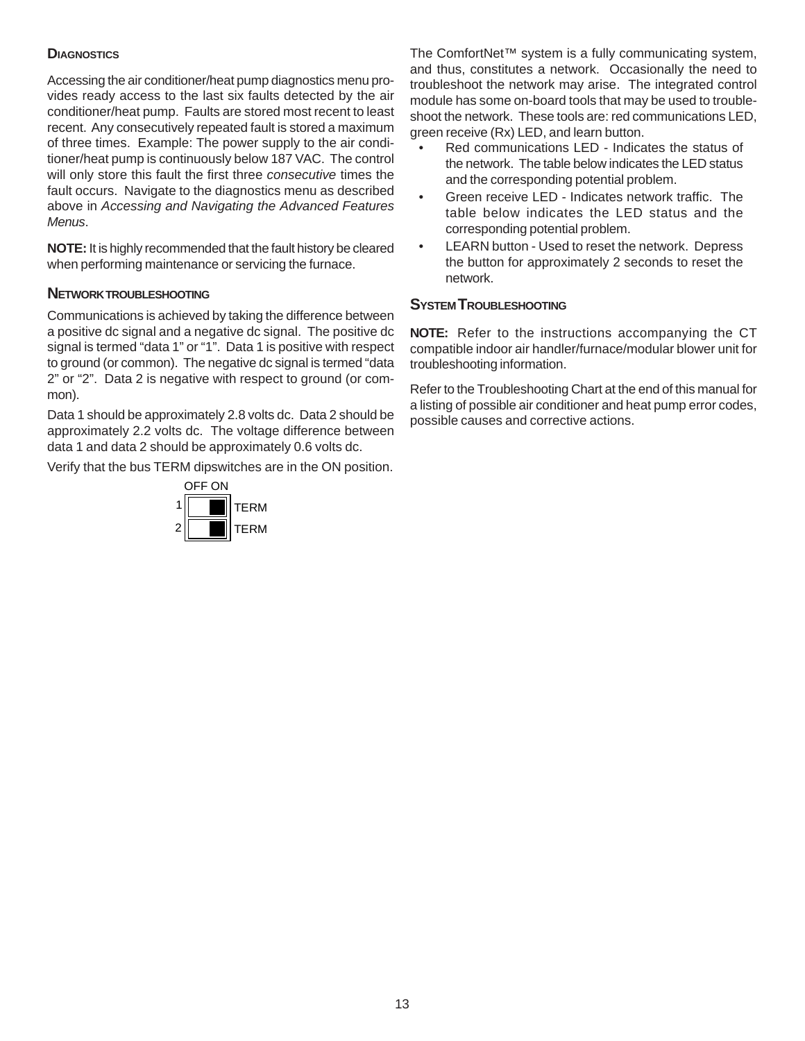### DIAGNOSTICS

Accessing the air conditioner/heat pump diagnostics menu provides ready access to the last six faults detected by the air conditioner/heat pump. Faults are stored most recent to least recent. Any consecutively repeated fault is stored a maximum of three times. Example: The power supply to the air conditioner/heat pump is continuously below 187 VAC. The control will only store this fault the first three *consecutive* times the fault occurs. Navigate to the diagnostics menu as described above in *Accessing and Navigating the Advanced Features Menus*.

**NOTE:** It is highly recommended that the fault history be cleared when performing maintenance or servicing the furnace.

### NETWORK TROUBLESHOOTING

Communications is achieved by taking the difference between a positive dc signal and a negative dc signal. The positive dc signal is termed "data 1" or "1". Data 1 is positive with respect to ground (or common). The negative dc signal is termed "data 2" or "2". Data 2 is negative with respect to ground (or common).

Data 1 should be approximately 2.8 volts dc. Data 2 should be approximately 2.2 volts dc. The voltage difference between data 1 and data 2 should be approximately 0.6 volts dc.

Verify that the bus TERM dipswitches are in the ON position.

| | OFF ON | |
|---|---|---|
| 1 | ON | TERM |
| 2 | ON | TERM |

The ComfortNet™ system is a fully communicating system, and thus, constitutes a network. Occasionally the need to troubleshoot the network may arise. The integrated control module has some on-board tools that may be used to troubleshoot the network. These tools are: red communications LED, green receive (Rx) LED, and learn button.

- Red communications LED - Indicates the status of the network. The table below indicates the LED status and the corresponding potential problem.
- Green receive LED - Indicates network traffic. The table below indicates the LED status and the corresponding potential problem.
- LEARN button - Used to reset the network. Depress the button for approximately 2 seconds to reset the network.

### SYSTEM TROUBLESHOOTING

**NOTE:** Refer to the instructions accompanying the CT compatible indoor air handler/furnace/modular blower unit for troubleshooting information.

Refer to the Troubleshooting Chart at the end of this manual for a listing of possible air conditioner and heat pump error codes, possible causes and corrective actions.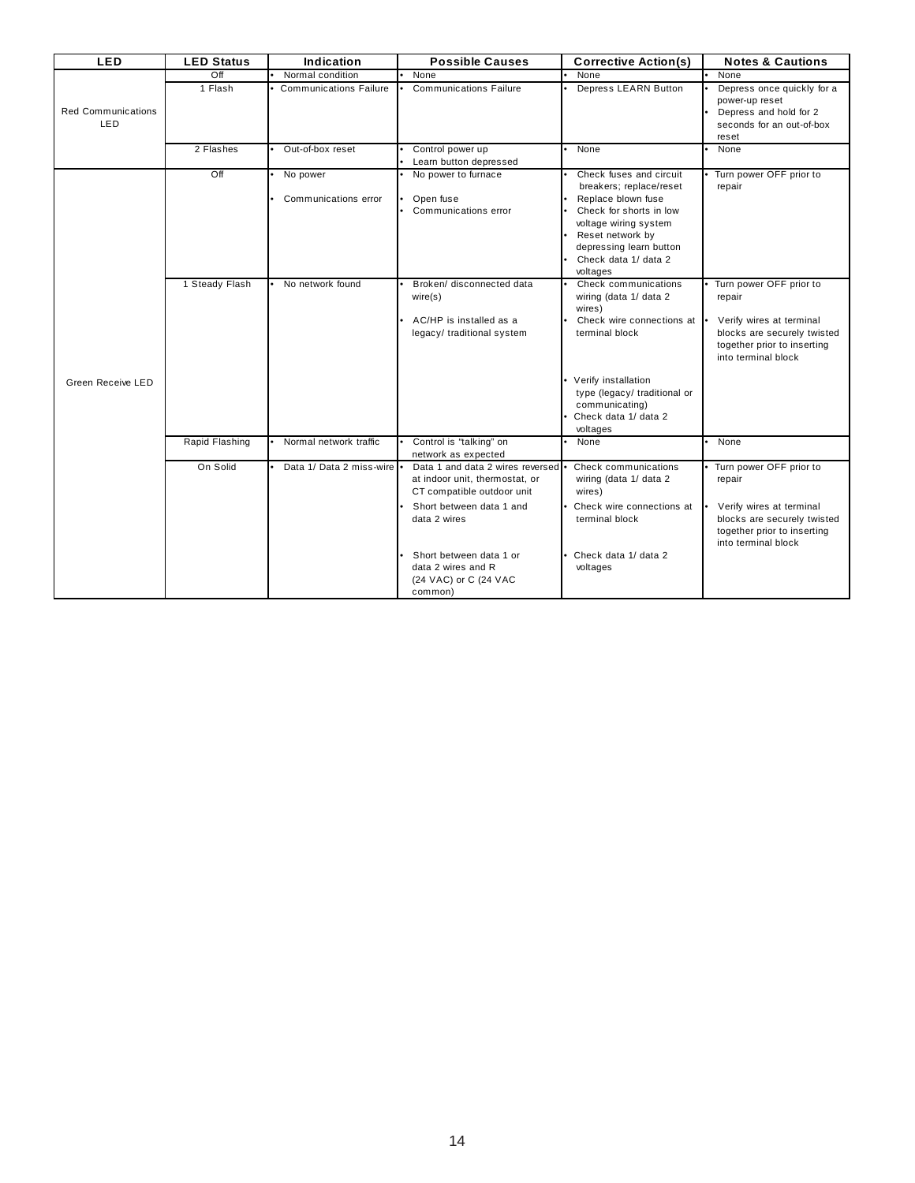| LED | LED Status | Indication | Possible Causes | Corrective Action(s) | Notes & Cautions |
|---|---|---|---|---|---|
| Red Communications LED | Off | • Normal condition | • None | • None | • None |
| | 1 Flash | • Communications Failure | • Communications Failure | • Depress LEARN Button | • Depress once quickly for a power-up reset<br>• Depress and hold for 2 seconds for an out-of-box reset |
| | 2 Flashes | • Out-of-box reset | • Control power up<br>• Learn button depressed | • None | • None |
| Green Receive LED | Off | • No power<br>• Communications error | • No power to furnace<br>• Open fuse<br>• Communications error | • Check fuses and circuit breakers; replace/reset<br>• Replace blown fuse<br>• Check for shorts in low voltage wiring system<br>• Reset network by depressing learn button<br>• Check data 1/ data 2 voltages | • Turn power OFF prior to repair |
| | 1 Steady Flash | • No network found | • Broken/ disconnected data wire(s)<br>• AC/HP is installed as a legacy/ traditional system | • Check communications wiring (data 1/ data 2 wires)<br>• Check wire connections at terminal block<br>• Verify installation type (legacy/ traditional or communicating)<br>• Check data 1/ data 2 voltages | • Turn power OFF prior to repair<br>• Verify wires at terminal blocks are securely twisted together prior to inserting into terminal block |
| | Rapid Flashing | • Normal network traffic | • Control is "talking" on network as expected | • None | • None |
| | On Solid | • Data 1/ Data 2 miss-wire | • Data 1 and data 2 wires reversed at indoor unit, thermostat, or CT compatible outdoor unit<br>• Short between data 1 and data 2 wires<br>• Short between data 1 or data 2 wires and R (24 VAC) or C (24 VAC common) | • Check communications wiring (data 1/ data 2 wires)<br>• Check wire connections at terminal block<br>• Check data 1/ data 2 voltages | • Turn power OFF prior to repair<br>• Verify wires at terminal blocks are securely twisted together prior to inserting into terminal block |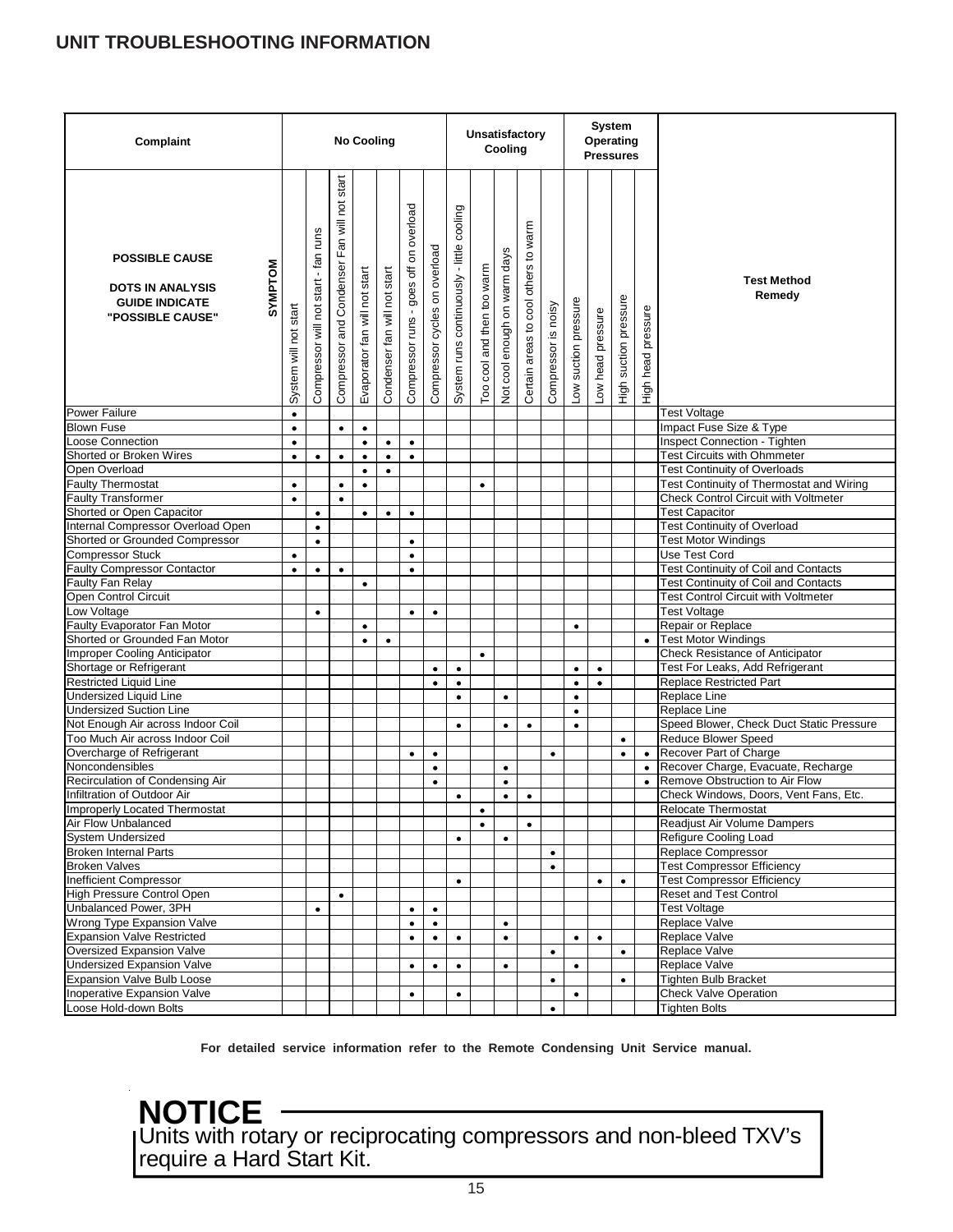# UNIT TROUBLESHOOTING INFORMATION

| Complaint | No Cooling | | | | | | | Unsatisfactory Cooling | | | | | System Operating Pressures | | | | |
|---|---|---|---|---|---|---|---|---|---|---|---|---|---|---|---|---|---|
| **POSSIBLE CAUSE**<br>**DOTS IN ANALYSIS GUIDE INDICATE "POSSIBLE CAUSE"** / **SYMPTOM** | System will not start | Compressor will not start - fan runs | Compressor and Condenser Fan will not start | Evaporator fan will not start | Condenser fan will not start | Compressor runs - goes off on overload | Compressor cycles on overload | System runs continuously - little cooling | Too cool and then too warm | Not cool enough on warm days | Certain areas to cool others to warm | Compressor is noisy | Low suction pressure | Low head pressure | High suction pressure | High head pressure | **Test Method Remedy** |
| Power Failure | • | | | | | | | | | | | | | | | | Test Voltage |
| Blown Fuse | • | | • | • | | | | | | | | | | | | | Impact Fuse Size & Type |
| Loose Connection | • | | | • | • | • | | | | | | | | | | | Inspect Connection - Tighten |
| Shorted or Broken Wires | • | • | • | • | • | • | | | | | | | | | | | Test Circuits with Ohmmeter |
| Open Overload | | | | • | • | | | | | | | | | | | | Test Continuity of Overloads |
| Faulty Thermostat | • | | • | • | | | | | • | | | | | | | | Test Continuity of Thermostat and Wiring |
| Faulty Transformer | • | | • | | | | | | | | | | | | | | Check Control Circuit with Voltmeter |
| Shorted or Open Capacitor | | • | | • | • | • | | | | | | | | | | | Test Capacitor |
| Internal Compressor Overload Open | | • | | | | | | | | | | | | | | | Test Continuity of Overload |
| Shorted or Grounded Compressor | | • | | | | • | | | | | | | | | | | Test Motor Windings |
| Compressor Stuck | • | | | | | • | | | | | | | | | | | Use Test Cord |
| Faulty Compressor Contactor | • | • | • | | | • | | | | | | | | | | | Test Continuity of Coil and Contacts |
| Faulty Fan Relay | | | | • | | | | | | | | | | | | | Test Continuity of Coil and Contacts |
| Open Control Circuit | | | | | | | | | | | | | | | | | Test Control Circuit with Voltmeter |
| Low Voltage | | • | | | | • | • | | | | | | | | | | Test Voltage |
| Faulty Evaporator Fan Motor | | | | • | | | | | | | | | • | | | | Repair or Replace |
| Shorted or Grounded Fan Motor | | | | • | • | | | | | | | | | | | • | Test Motor Windings |
| Improper Cooling Anticipator | | | | | | | | | • | | | | | | | | Check Resistance of Anticipator |
| Shortage or Refrigerant | | | | | | | • | • | | | | | • | • | | | Test For Leaks, Add Refrigerant |
| Restricted Liquid Line | | | | | | | • | • | | | | | • | • | | | Replace Restricted Part |
| Undersized Liquid Line | | | | | | | | • | | • | | | • | | | | Replace Line |
| Undersized Suction Line | | | | | | | | | | | | | • | | | | Replace Line |
| Not Enough Air across Indoor Coil | | | | | | | | • | | • | • | | • | | | | Speed Blower, Check Duct Static Pressure |
| Too Much Air across Indoor Coil | | | | | | | | | | | | | | | • | | Reduce Blower Speed |
| Overcharge of Refrigerant | | | | | | • | • | | | | | • | | | • | • | Recover Part of Charge |
| Noncondensibles | | | | | | | • | | | • | | | | | | • | Recover Charge, Evacuate, Recharge |
| Recirculation of Condensing Air | | | | | | | • | | | • | | | | | | • | Remove Obstruction to Air Flow |
| Infiltration of Outdoor Air | | | | | | | | • | | • | • | | | | | | Check Windows, Doors, Vent Fans, Etc. |
| Improperly Located Thermostat | | | | | | | | | • | | | | | | | | Relocate Thermostat |
| Air Flow Unbalanced | | | | | | | | | • | | • | | | | | | Readjust Air Volume Dampers |
| System Undersized | | | | | | | | • | | • | | | | | | | Refigure Cooling Load |
| Broken Internal Parts | | | | | | | | | | | | • | | | | | Replace Compressor |
| Broken Valves | | | | | | | | | | | | • | | | | | Test Compressor Efficiency |
| Inefficient Compressor | | | | | | | | • | | | | | | • | • | | Test Compressor Efficiency |
| High Pressure Control Open | | | • | | | | | | | | | | | | | | Reset and Test Control |
| Unbalanced Power, 3PH | | • | | | | • | • | | | | | | | | | | Test Voltage |
| Wrong Type Expansion Valve | | | | | | • | • | | | • | | | | | | | Replace Valve |
| Expansion Valve Restricted | | | | | | • | • | • | | • | | | • | • | | | Replace Valve |
| Oversized Expansion Valve | | | | | | | | | | | | • | | | • | | Replace Valve |
| Undersized Expansion Valve | | | | | | • | • | • | | • | | | • | | | | Replace Valve |
| Expansion Valve Bulb Loose | | | | | | | | | | | | • | | | • | | Tighten Bulb Bracket |
| Inoperative Expansion Valve | | | | | | • | | • | | | | | • | | | | Check Valve Operation |
| Loose Hold-down Bolts | | | | | | | | | | | | • | | | | | Tighten Bolts |

**For detailed service information refer to the Remote Condensing Unit Service manual.**

## NOTICE

Units with rotary or reciprocating compressors and non-bleed TXV's require a Hard Start Kit.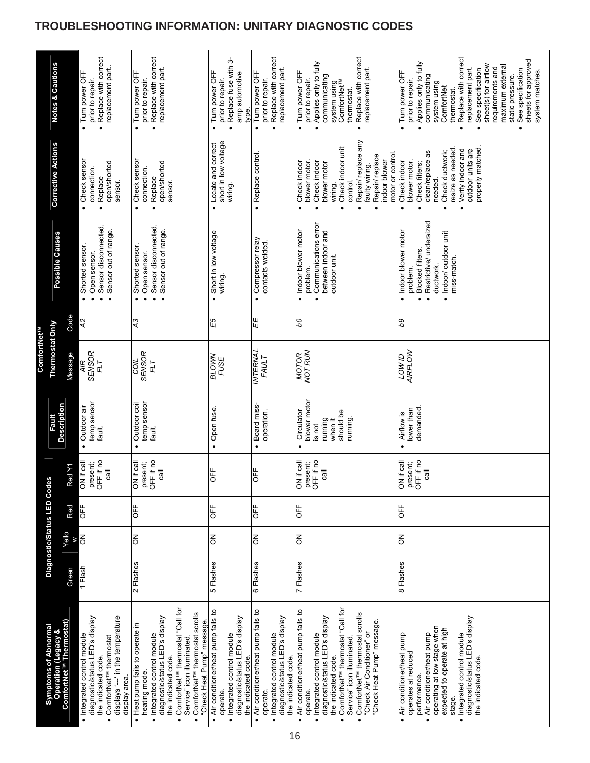# TROUBLESHOOTING INFORMATION: UNITARY DIAGNOSTIC CODES

| Symptoms of Abnormal Operation (Legacy & ComfortNet™ Thermostat) | Diagnostic/Status LED Codes | | | | Fault Description | ComfortNet™ Thermostat Only | | Possible Causes | Corrective Actions | Notes & Cautions |
|---|---|---|---|---|---|---|---|---|---|---|
| | Green | Yellow | Red | Red Y1 | | Message | Code | | | |
| • Integrated control module diagnostic/status LED's display the indicated code.<br>• ComfortNet™ thermostat displays '---' in the temperature display area. | 1 Flash | ON | OFF | ON if call present; OFF if no call | • Outdoor air temp sensor fault. | AIR SENSOR FLT | A2 | • Shorted sensor.<br>• Open sensor.<br>• Sensor disconnected.<br>• Sensor out of range. | • Check sensor connection.<br>• Replace open/shorted sensor. | • Turn power OFF prior to repair.<br>• Replace with correct replacement part.. |
| • Heat pump fails to operate in heating mode.<br>• Integrated control module diagnostic/status LED's display the indicated code.<br>• ComfortNet™ thermostat "Call for Service" icon illuminated.<br>• ComfortNet™ thermostat scrolls "Check Heat Pump" message. | 2 Flashes | ON | OFF | ON if call present; OFF if no call | • Outdoor coil temp sensor fault. | COIL SENSOR FLT | A3 | • Shorted sensor.<br>• Open sensor.<br>• Sensor disconnected.<br>• Sensor out of range. | • Check sensor connection.<br>• Replace open/shorted sensor. | • Turn power OFF prior to repair.<br>• Replace with correct replacement part. |
| • Air conditioner/heat pump fails to operate.<br>• Integrated control module diagnostic/status LED's display the indicated code. | 5 Flashes | ON | OFF | OFF | • Open fuse. | BLOWN FUSE | E5 | • Short in low voltage wiring. | • Locate and correct short in low voltage wiring. | • Turn power OFF prior to repair.<br>• Replace fuse with 3-amp automotive type. |
| • Air conditioner/heat pump fails to operate.<br>• Integrated control module diagnostic/status LED's display the indicated code. | 6 Flashes | ON | OFF | OFF | • Board miss-operation. | INTERNAL FAULT | EE | • Compressor relay contacts welded. | • Replace control. | • Turn power OFF prior to repair.<br>• Replace with correct replacement part. |
| • Air conditioner/heat pump fails to operate.<br>• Integrated control module diagnostic/status LED's display the indicated code.<br>• ComfortNet™ thermostat "Call for Service" icon illuminated.<br>• ComfortNet™ thermostat scrolls "Check Air Conditioner" or "Check Heat Pump" message. | 7 Flashes | ON | OFF | ON if call present; OFF if no call | • Circulator blower motor is not running when it should be running. | MOTOR NOT RUN | b0 | • Indoor blower motor problem.<br>• Communications error between indoor and outdoor unit. | • Check indoor blower motor.<br>• Check indoor blower motor wiring.<br>• Check indoor unit control.<br>• Repair/ replace any faulty wiring.<br>• Repair/replace indoor blower motor or control. | • Turn power OFF prior to repair.<br>• Applies only to fully communicating system using ComfortNet™ thermostat.<br>• Replace with correct replacement part. |
| • Air conditioner/heat pump operates at reduced performance.<br>• Air conditioner/heat pump operating at low stage when expected to operate at high stage.<br>• Integrated control module diagnostic/status LED's display the indicated code. | 8 Flashes | ON | OFF | ON if call present; OFF if no call | • Airflow is lower than demanded. | LOW ID AIRFLOW | b9 | • Indoor blower motor problem.<br>• Blocked filters.<br>• Restrictive/ undersized ductwork.<br>• Indoor/ outdoor unit miss-match. | • Check indoor blower motor.<br>• Check filters; clean/replace as needed.<br>• Check ductwork; resize as needed.<br>• Verify indoor and outdoor units are properly matched. | • Turn power OFF prior to repair.<br>• Applies only to fully communicating system using ComfortNet thermostat.<br>• Replace with correct replacement part.<br>• See specification sheet(s) for airflow requirements and maximum external static pressure.<br>• See specification sheets for approved system matches. |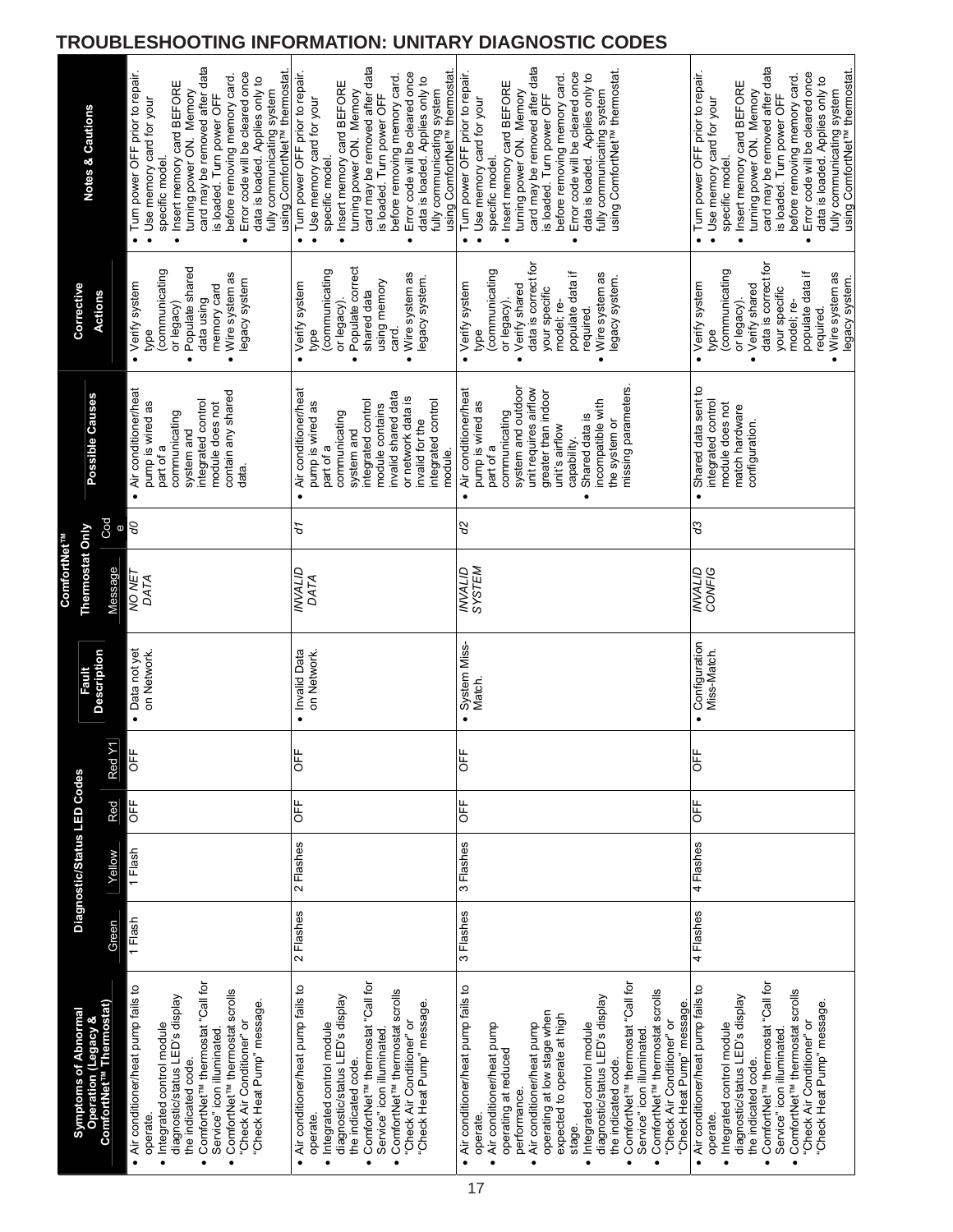# TROUBLESHOOTING INFORMATION: UNITARY DIAGNOSTIC CODES

| Symptoms of Abnormal Operation (Legacy & ComfortNet™ Thermostat) | Diagnostic/Status LED Codes | | | | Fault Description | ComfortNet™ Thermostat Only | | Possible Causes | Corrective Actions | Notes & Cautions |
|---|---|---|---|---|---|---|---|---|---|---|
| | Green | Yellow | Red | Red Y1 | | Message | Code | | | |
| • Air conditioner/heat pump fails to operate. • Integrated control module diagnostic/status LED's display the indicated code. • ComfortNet™ thermostat "Call for Service" icon illuminated. • ComfortNet™ thermostat scrolls "Check Air Conditioner" or "Check Heat Pump" message. | 1 Flash | 1 Flash | OFF | OFF | • Data not yet on Network. | *NO NET DATA* | *d0* | • Air conditioner/heat pump is wired as part of a communicating system and integrated control module does not contain any shared data. | • Verify system type (communicating or legacy) • Populate shared data using memory card • Wire system as legacy system | • Turn power OFF prior to repair. • Use memory card for your specific model. • Insert memory card BEFORE turning power ON. Memory card may be removed after data is loaded. Turn power OFF before removing memory card. • Error code will be cleared once data is loaded. Applies only to fully communicating system using ComfortNet™ thermostat. |
| • Air conditioner/heat pump fails to operate. • Integrated control module diagnostic/status LED's display the indicated code. • ComfortNet™ thermostat "Call for Service" icon illuminated. • ComfortNet™ thermostat scrolls "Check Air Conditioner" or "Check Heat Pump" message. | 2 Flashes | 2 Flashes | OFF | OFF | • Invalid Data on Network. | *INVALID DATA* | *d1* | • Air conditioner/heat pump is wired as part of a communicating system and integrated control module contains invalid shared data or network data is invalid for the integrated control module. | • Verify system type (communicating or legacy). • Populate correct shared data using memory card. • Wire system as legacy system. | • Turn power OFF prior to repair. • Use memory card for your specific model. • Insert memory card BEFORE turning power ON. Memory card may be removed after data is loaded. Turn power OFF before removing memory card. • Error code will be cleared once data is loaded. Applies only to fully communicating system using ComfortNet™ thermostat. |
| • Air conditioner/heat pump fails to operate. • Air conditioner/heat pump operating at reduced performance. • Air conditioner/heat pump operating at low stage when expected to operate at high stage. • Integrated control module diagnostic/status LED's display the indicated code. • ComfortNet™ thermostat "Call for Service" icon illuminated. • ComfortNet™ thermostat scrolls "Check Air Conditioner" or "Check Heat Pump" message. | 3 Flashes | 3 Flashes | OFF | OFF | • System Miss-Match. | *INVALID SYSTEM* | *d2* | • Air conditioner/heat pump is wired as part of a communicating system and outdoor unit requires airflow greater than indoor unit's airflow capability. • Shared data is incompatible with the system or missing parameters. | • Verify system type (communicating or legacy). • Verify shared data is correct for your specific model; re-populate data if required. • Wire system as legacy system. | • Turn power OFF prior to repair. • Use memory card for your specific model. • Insert memory card BEFORE turning power ON. Memory card may be removed after data is loaded. Turn power OFF before removing memory card. • Error code will be cleared once data is loaded. Applies only to fully communicating system using ComfortNet™ thermostat. |
| • Air conditioner/heat pump fails to operate. • Integrated control module diagnostic/status LED's display the indicated code. • ComfortNet™ thermostat "Call for Service" icon illuminated. • ComfortNet™ thermostat scrolls "Check Air Conditioner" or "Check Heat Pump" message. | 4 Flashes | 4 Flashes | OFF | OFF | • Configuration Miss-Match. | *INVALID CONFIG* | *d3* | • Shared data sent to integrated control module does not match hardware configuration. | • Verify system type (communicating or legacy). • Verify shared data is correct for your specific model; re-populate data if required. • Wire system as legacy system. | • Turn power OFF prior to repair. • Use memory card for your specific model. • Insert memory card BEFORE turning power ON. Memory card may be removed after data is loaded. Turn power OFF before removing memory card. • Error code will be cleared once data is loaded. Applies only to fully communicating system using ComfortNet™ thermostat. |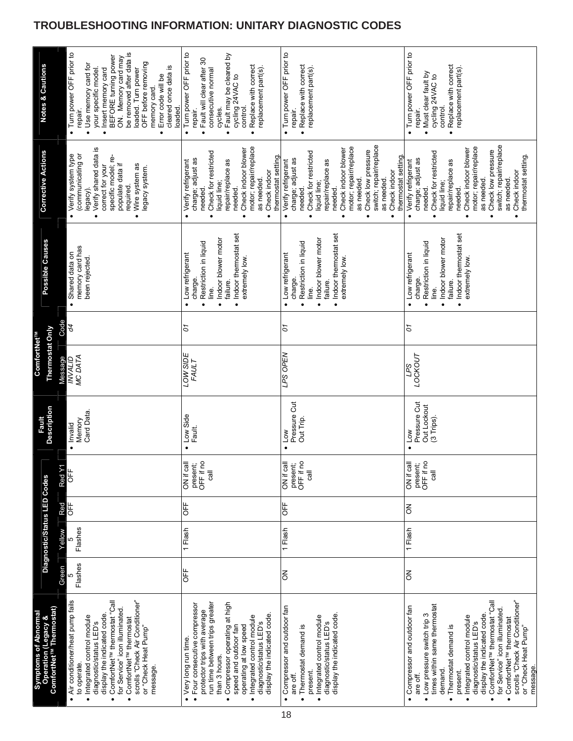## TROUBLESHOOTING INFORMATION: UNITARY DIAGNOSTIC CODES

| Symptoms of Abnormal Operation (Legacy & ComfortNet™ Thermostat) | Diagnostic/Status LED Codes | | | | Fault Description | ComfortNet™ Thermostat Only | | Possible Causes | Corrective Actions | Notes & Cautions |
|---|---|---|---|---|---|---|---|---|---|---|
| | Green | Yellow | Red | Red Y1 | | Message | Code | | | |
| • Air conditioner/heat pump fails to operate.<br>• Integrated control module diagnostic/status LED's display the indicated code.<br>• ComfortNet™ thermostat "Call for Service" icon illuminated.<br>• ComfortNet™ thermostat scrolls "Check Air Conditioner" or "Check Heat Pump" message. | 5 Flashes | 5 Flashes | OFF | OFF | • Invalid Memory Card Data. | INVALID MC DATA | d4 | • Shared data on memory card has been rejected. | • Verify system type (communicating or legacy).<br>• Verify shared data is correct for your specific model; re-populate data if required.<br>• Wire system as legacy system. | • Turn power OFF prior to repair.<br>• Use memory card for your specific model.<br>• Insert memory card BEFORE turning power ON. Memory card may be removed after data is loaded. Turn power OFF before removing memory card.<br>• Error code will be cleared once data is loaded. |
| • Very long run time.<br>• Four consecutive compressor protector trips with average run time between trips greater than 3 hours.<br>• Compressor operating at high speed and outdoor fan operating at low speed<br>• Integrated control module diagnostic/status LED's display the indicated code. | OFF | 1 Flash | OFF | ON if call present; OFF if no call | • Low Side Fault. | LOW SIDE FAULT | 01 | • Low refrigerant charge.<br>• Restriction in liquid line.<br>• Indoor blower motor failure.<br>• Indoor thermostat set extremely low. | • Verify refrigerant charge; adjust as needed.<br>• Check for restricted liquid line; repair/replace as needed.<br>• Check indoor blower motor; repair/replace as needed.<br>• Check indoor thermostat setting. | • Turn power OFF prior to repair.<br>• Fault will clear after 30 consecutive normal cycles.<br>• Fault may be cleared by cycling 24VAC to control.<br>• Replace with correct replacement part(s). |
| • Compressor and outdoor fan are off.<br>• Thermostat demand is present.<br>• Integrated control module diagnostic/status LED's display the indicated code. | ON | 1 Flash | OFF | ON if call present; OFF if no call | • Low Pressure Cut Out Trip. | LPS OPEN | 01 | • Low refrigerant charge.<br>• Restriction in liquid line.<br>• Indoor blower motor failure.<br>• Indoor thermostat set extremely low. | • Verify refrigerant charge; adjust as needed.<br>• Check for restricted liquid line; repair/replace as needed.<br>• Check indoor blower motor; repair/replace as needed.<br>• Check low pressure switch; repair/replace as needed.<br>• Check indoor thermostat setting. | • Turn power OFF prior to repair.<br>• Replace with correct replacement part(s). |
| • Compressor and outdoor fan are off.<br>• Low pressure switch trip 3 times within same thermostat demand.<br>• Thermostat demand is present.<br>• Integrated control module diagnostic/status LED's display the indicated code.<br>• ComfortNet™ thermostat "Call for Service" icon illuminated.<br>• ComfortNet™ thermostat scrolls "Check Air Conditioner" or "Check Heat Pump" message. | ON | 1 Flash | ON | ON if call present; OFF if no call | • Low Pressure Cut Out Lockout (3 Trips). | LPS LOCKOUT | 01 | • Low refrigerant charge.<br>• Restriction in liquid line.<br>• Indoor blower motor failure.<br>• Indoor thermostat set extremely low. | • Verify refrigerant charge; adjust as needed.<br>• Check for restricted liquid line; repair/replace as needed.<br>• Check indoor blower motor; repair/replace as needed.<br>• Check low pressure switch; repair/replace as needed.<br>• Check indoor thermostat setting. | • Turn power OFF prior to repair.<br>• Must clear fault by cycling 24VAC to control.<br>• Replace with correct replacement part(s). |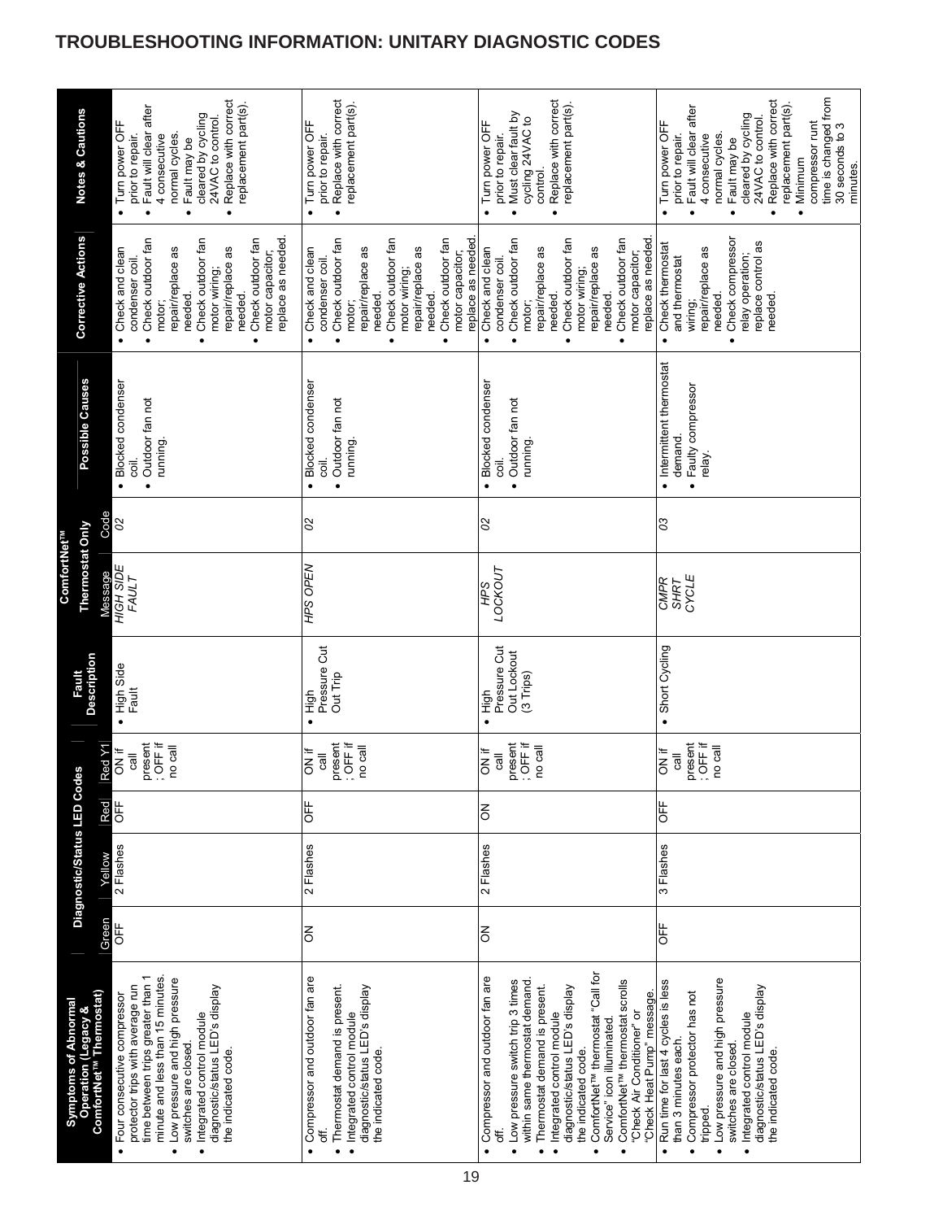# TROUBLESHOOTING INFORMATION: UNITARY DIAGNOSTIC CODES

| Symptoms of Abnormal Operation (Legacy & ComfortNet™ Thermostat) | Diagnostic/Status LED Codes | | | | Fault Description | ComfortNet™ Thermostat Only | | Possible Causes | Corrective Actions | Notes & Cautions |
|---|---|---|---|---|---|---|---|---|---|---|
| | Green | Yellow | Red | Red Y1 | | Message | Code | | | |
| • Four consecutive compressor protector trips with average run time between trips greater than 1 minute and less than 15 minutes. • Low pressure and high pressure switches are closed. • Integrated control module diagnostic/status LED's display the indicated code. | OFF | 2 Flashes | OFF | ON if call present; OFF if no call | • High Side Fault | *HIGH SIDE FAULT* | *02* | • Blocked condenser coil. • Outdoor fan not running. | • Check and clean condenser coil. • Check outdoor fan motor; repair/replace as needed. • Check outdoor fan motor wiring; repair/replace as needed. • Check outdoor fan motor capacitor; replace as needed. | • Turn power OFF prior to repair. • Fault will clear after 4 consecutive normal cycles. • Fault may be cleared by cycling 24VAC to control. • Replace with correct replacement part(s). |
| • Compressor and outdoor fan are off. • Thermostat demand is present. • Integrated control module diagnostic/status LED's display the indicated code. | ON | 2 Flashes | OFF | ON if call present; OFF if no call | • High Pressure Cut Out Trip | *HPS OPEN* | *02* | • Blocked condenser coil. • Outdoor fan not running. | • Check and clean condenser coil. • Check outdoor fan motor; repair/replace as needed. • Check outdoor fan motor wiring; repair/replace as needed. • Check outdoor fan motor capacitor; replace as needed. | • Turn power OFF prior to repair. • Replace with correct replacement part(s). |
| • Compressor and outdoor fan are off. • Low pressure switch trip 3 times within same thermostat demand. • Thermostat demand is present. • Integrated control module diagnostic/status LED's display the indicated code. • ComfortNet™ thermostat "Call for Service" icon illuminated. • ComfortNet™ thermostat scrolls "Check Air Conditioner" or "Check Heat Pump" message. | ON | 2 Flashes | ON | ON if call present; OFF if no call | • High Pressure Cut Out Lockout (3 Trips) | *HPS LOCKOUT* | *02* | • Blocked condenser coil. • Outdoor fan not running. | • Check and clean condenser coil. • Check outdoor fan motor; repair/replace as needed. • Check outdoor fan motor wiring; repair/replace as needed. • Check outdoor fan motor capacitor; replace as needed. | • Turn power OFF prior to repair. • Must clear fault by cycling 24VAC to control. • Replace with correct replacement part(s). |
| • Run time for last 4 cycles is less than 3 minutes each. • Compressor protector has not tripped. • Low pressure and high pressure switches are closed. • Integrated control module diagnostic/status LED's display the indicated code. | OFF | 3 Flashes | OFF | ON if call present; OFF if no call | • Short Cycling | *CMPR SHRT CYCLE* | *03* | • Intermittent thermostat demand. • Faulty compressor relay. | • Check thermostat and thermostat wiring; repair/replace as needed. • Check compressor relay operation; replace control as needed. | • Turn power OFF prior to repair. • Fault will clear after 4 consecutive normal cycles. • Fault may be cleared by cycling 24VAC to control. • Replace with correct replacement part(s). • Minimum compressor runt time is changed from 30 seconds to 3 minutes. |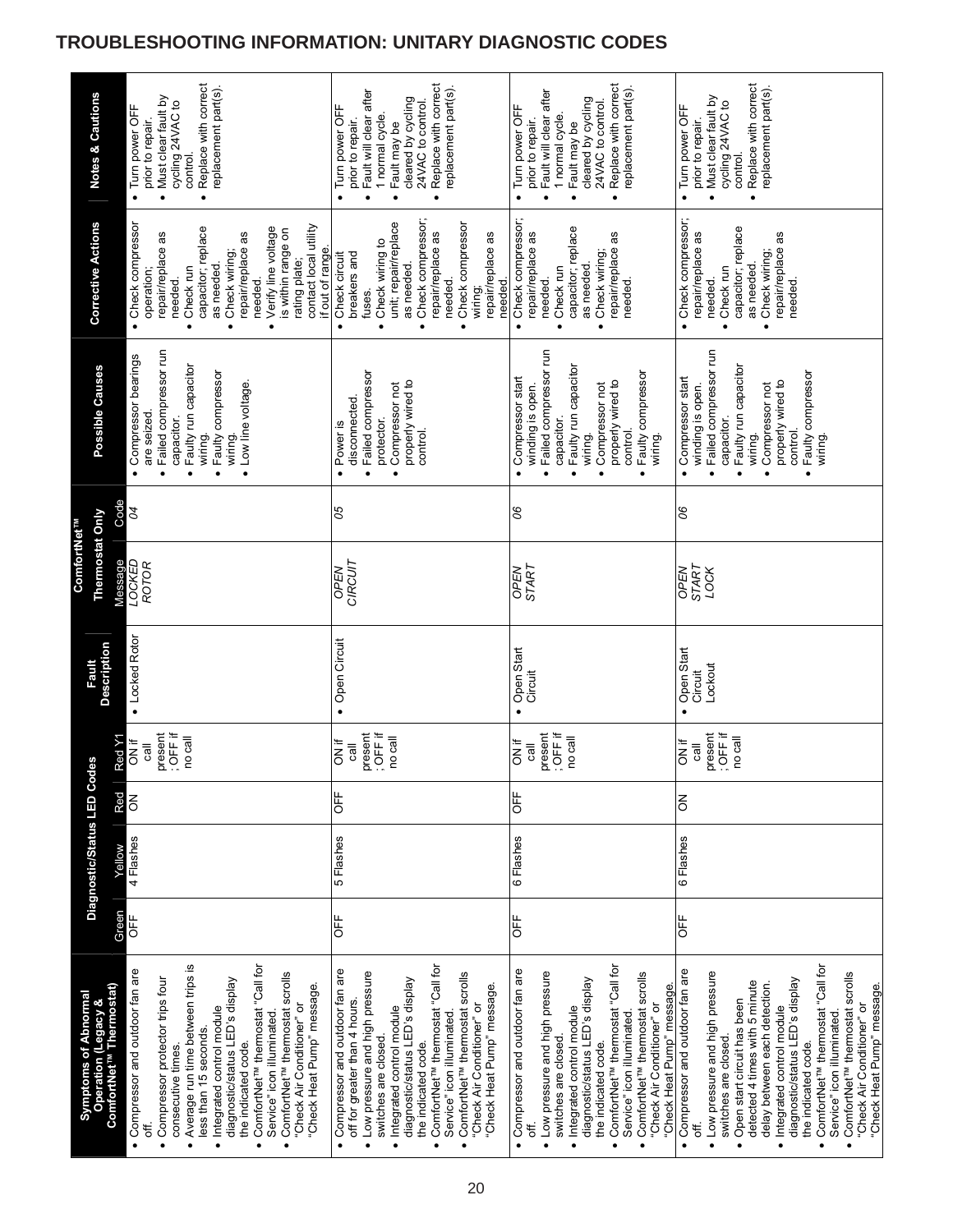# TROUBLESHOOTING INFORMATION: UNITARY DIAGNOSTIC CODES

| Symptoms of Abnormal Operation (Legacy & ComfortNet™ Thermostat) | Diagnostic/Status LED Codes | | | | Fault Description | ComfortNet™ Thermostat Only | | Possible Causes | Corrective Actions | Notes & Cautions |
|---|---|---|---|---|---|---|---|---|---|---|
| | Green | Yellow | Red | Red Y1 | | Message | Code | | | |
| • Compressor and outdoor fan are off.<br>• Compressor protector trips four consecutive times.<br>• Average run time between trips is less than 15 seconds.<br>• Integrated control module diagnostic/status LED's display the indicated code.<br>• ComfortNet™ thermostat "Call for Service" icon illuminated.<br>• ComfortNet™ thermostat scrolls "Check Air Conditioner" or "Check Heat Pump" message. | OFF | 4 Flashes | ON | ON if call present; OFF if no call | • Locked Rotor | *LOCKED ROTOR* | *04* | • Compressor bearings are seized.<br>• Failed compressor run capacitor.<br>• Faulty run capacitor wiring.<br>• Faulty compressor wiring.<br>• Low line voltage. | • Check compressor operation; repair/replace as needed.<br>• Check run capacitor; replace as needed.<br>• Check wiring; repair/replace as needed.<br>• Verify line voltage is within range on rating plate; contact local utility if out of range. | • Turn power OFF prior to repair.<br>• Must clear fault by cycling 24VAC to control.<br>• Replace with correct replacement part(s). |
| • Compressor and outdoor fan are off for greater than 4 hours.<br>• Low pressure and high pressure switches are closed.<br>• Integrated control module diagnostic/status LED's display the indicated code.<br>• ComfortNet™ thermostat "Call for Service" icon illuminated.<br>• ComfortNet™ thermostat scrolls "Check Air Conditioner" or "Check Heat Pump" message. | OFF | 5 Flashes | OFF | ON if call present; OFF if no call | • Open Circuit | *OPEN CIRCUIT* | *05* | • Power is disconnected.<br>• Failed compressor protector.<br>• Compressor not properly wired to control. | • Check circuit breakers and fuses.<br>• Check wiring to unit; repair/replace as needed.<br>• Check compressor; repair/replace as needed.<br>• Check compressor wiring; repair/replace as needed. | • Turn power OFF prior to repair.<br>• Fault will clear after 1 normal cycle.<br>• Fault may be cleared by cycling 24VAC to control.<br>• Replace with correct replacement part(s). |
| • Compressor and outdoor fan are off.<br>• Low pressure and high pressure switches are closed.<br>• Integrated control module diagnostic/status LED's display the indicated code.<br>• ComfortNet™ thermostat "Call for Service" icon illuminated.<br>• ComfortNet™ thermostat scrolls "Check Air Conditioner" or "Check Heat Pump" message. | OFF | 6 Flashes | OFF | ON if call present; OFF if no call | • Open Start Circuit | *OPEN START* | *06* | • Compressor start winding is open.<br>• Failed compressor run capacitor.<br>• Faulty run capacitor wiring.<br>• Compressor not properly wired to control.<br>• Faulty compressor wiring. | • Check compressor; repair/replace as needed.<br>• Check run capacitor; replace as needed.<br>• Check wiring; repair/replace as needed. | • Turn power OFF prior to repair.<br>• Fault will clear after 1 normal cycle.<br>• Fault may be cleared by cycling 24VAC to control.<br>• Replace with correct replacement part(s). |
| • Compressor and outdoor fan are off.<br>• Low pressure and high pressure switches are closed.<br>• Open start circuit has been detected 4 times with 5 minute delay between each detection.<br>• Integrated control module diagnostic/status LED's display the indicated code.<br>• ComfortNet™ thermostat "Call for Service" icon illuminated.<br>• ComfortNet™ thermostat scrolls "Check Air Conditioner" or "Check Heat Pump" message. | OFF | 6 Flashes | ON | ON if call present; OFF if no call | • Open Start Circuit Lockout | *OPEN START LOCK* | *06* | • Compressor start winding is open.<br>• Failed compressor run capacitor.<br>• Faulty run capacitor wiring.<br>• Compressor not properly wired to control.<br>• Faulty compressor wiring. | • Check compressor; repair/replace as needed.<br>• Check run capacitor; replace as needed.<br>• Check wiring; repair/replace as needed. | • Turn power OFF prior to repair.<br>• Must clear fault by cycling 24VAC to control.<br>• Replace with correct replacement part(s). |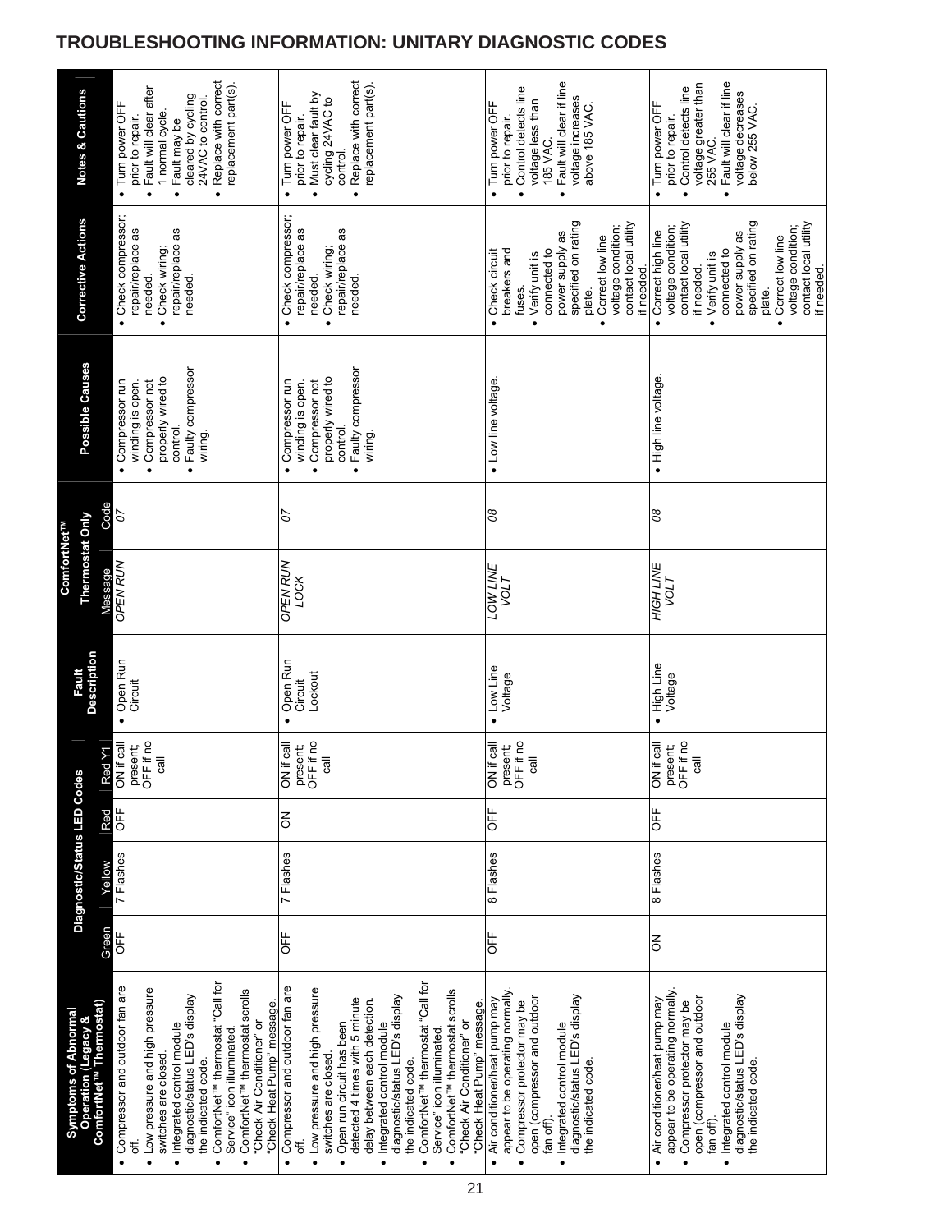# TROUBLESHOOTING INFORMATION: UNITARY DIAGNOSTIC CODES

| Symptoms of Abnormal Operation (Legacy & ComfortNet™ Thermostat) | Diagnostic/Status LED Codes | | | | Fault Description | ComfortNet™ Thermostat Only | | Possible Causes | Corrective Actions | Notes & Cautions |
|---|---|---|---|---|---|---|---|---|---|---|
| | Green | Yellow | Red | Red Y1 | | Message | Code | | | |
| • Compressor and outdoor fan are off.<br>• Low pressure and high pressure switches are closed.<br>• Integrated control module diagnostic/status LED's display the indicated code.<br>• ComfortNet™ thermostat "Call for Service" icon illuminated.<br>• ComfortNet™ thermostat scrolls "Check Air Conditioner" or "Check Heat Pump" message. | OFF | 7 Flashes | OFF | ON if call present; OFF if no call | • Open Run Circuit | *OPEN RUN* | *07* | • Compressor run winding is open.<br>• Compressor not properly wired to control.<br>• Faulty compressor wiring. | • Check compressor; repair/replace as needed.<br>• Check wiring; repair/replace as needed. | • Turn power OFF prior to repair.<br>• Fault will clear after 1 normal cycle.<br>• Fault may be cleared by cycling 24VAC to control.<br>• Replace with correct replacement part(s). |
| • Compressor and outdoor fan are off.<br>• Low pressure and high pressure switches are closed.<br>• Open run circuit has been detected 4 times with 5 minute delay between each detection.<br>• Integrated control module diagnostic/status LED's display the indicated code.<br>• ComfortNet™ thermostat "Call for Service" icon illuminated.<br>• ComfortNet™ thermostat scrolls "Check Air Conditioner" or "Check Heat Pump" message. | OFF | 7 Flashes | ON | ON if call present; OFF if no call | • Open Run Circuit Lockout | *OPEN RUN LOCK* | *07* | • Compressor run winding is open.<br>• Compressor not properly wired to control.<br>• Faulty compressor wiring. | • Check compressor; repair/replace as needed.<br>• Check wiring; repair/replace as needed. | • Turn power OFF prior to repair.<br>• Must clear fault by cycling 24VAC to control.<br>• Replace with correct replacement part(s). |
| • Air conditioner/heat pump may appear to be operating normally.<br>• Compressor protector may be open (compressor and outdoor fan off).<br>• Integrated control module diagnostic/status LED's display the indicated code. | OFF | 8 Flashes | OFF | ON if call present; OFF if no call | • Low Line Voltage | *LOW LINE VOLT* | *08* | • Low line voltage. | • Check circuit breakers and fuses.<br>• Verify unit is connected to power supply as specified on rating plate.<br>• Correct low line voltage condition; contact local utility if needed. | • Turn power OFF prior to repair.<br>• Control detects line voltage less than 185 VAC.<br>• Fault will clear if line voltage increases above 185 VAC. |
| • Air conditioner/heat pump may appear to be operating normally.<br>• Compressor protector may be open (compressor and outdoor fan off).<br>• Integrated control module diagnostic/status LED's display the indicated code. | ON | 8 Flashes | OFF | ON if call present; OFF if no call | • High Line Voltage | *HIGH LINE VOLT* | *08* | • High line voltage. | • Correct high line voltage condition; contact local utility if needed.<br>• Verify unit is connected to power supply as specified on rating plate.<br>• Correct low line voltage condition; contact local utility if needed. | • Turn power OFF prior to repair.<br>• Control detects line voltage greater than 255 VAC.<br>• Fault will clear if line voltage decreases below 255 VAC. |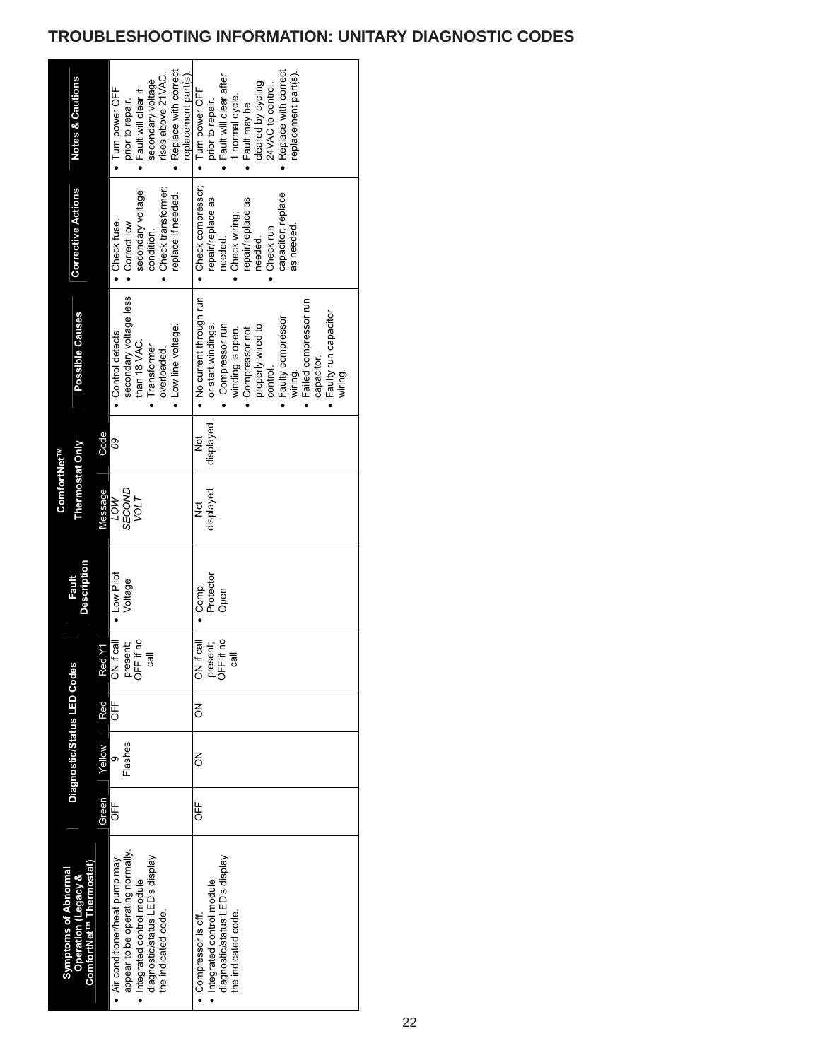# TROUBLESHOOTING INFORMATION: UNITARY DIAGNOSTIC CODES

| Symptoms of Abnormal Operation (Legacy & ComfortNet™ Thermostat) | Diagnostic/Status LED Codes | | | | Fault Description | ComfortNet™ Thermostat Only | | Possible Causes | Corrective Actions | Notes & Cautions |
|---|---|---|---|---|---|---|---|---|---|---|
| | Green | Yellow | Red | Red Y1 | | Message | Code | | | |
| • Air conditioner/heat pump may appear to be operating normally.<br>• Integrated control module diagnostic/status LED's display the indicated code. | OFF | 9 Flashes | OFF | ON if call present; OFF if no call | • Low Pilot Voltage | *LOW SECOND VOLT* | *09* | • Control detects secondary voltage less than 18 VAC.<br>• Transformer overloaded.<br>• Low line voltage. | • Check fuse.<br>• Correct low secondary voltage condition.<br>• Check transformer; replace if needed. | • Turn power OFF prior to repair.<br>• Fault will clear if secondary voltage rises above 21VAC.<br>• Replace with correct replacement part(s). |
| • Compressor is off.<br>• Integrated control module diagnostic/status LED's display the indicated code. | OFF | ON | ON | ON if call present; OFF if no call | • Comp Protector Open | Not displayed | Not displayed | • No current through run or start windings.<br>• Compressor run winding is open.<br>• Compressor not properly wired to control.<br>• Faulty compressor wiring.<br>• Failed compressor run capacitor.<br>• Faulty run capacitor wiring. | • Check compressor; repair/replace as needed.<br>• Check wiring; repair/replace as needed.<br>• Check run capacitor; replace as needed. | • Turn power OFF prior to repair.<br>• Fault will clear after 1 normal cycle.<br>• Fault may be cleared by cycling 24VAC to control.<br>• Replace with correct replacement part(s). |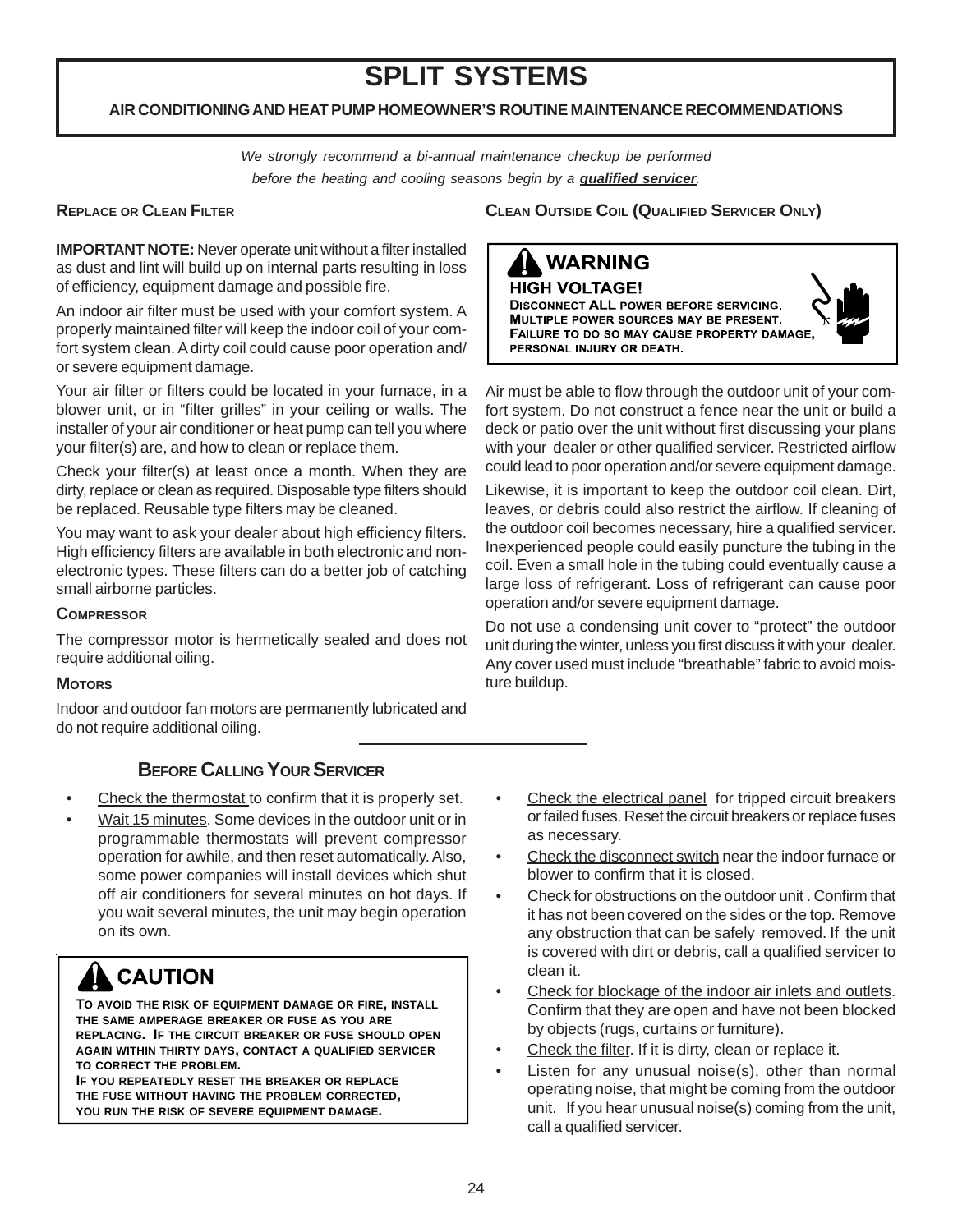# SPLIT SYSTEMS

**AIR CONDITIONING AND HEAT PUMP HOMEOWNER'S ROUTINE MAINTENANCE RECOMMENDATIONS**

*We strongly recommend a bi-annual maintenance checkup be performed before the heating and cooling seasons begin by a* ***qualified servicer****.*

## Replace or Clean Filter

**IMPORTANT NOTE:** Never operate unit without a filter installed as dust and lint will build up on internal parts resulting in loss of efficiency, equipment damage and possible fire.

An indoor air filter must be used with your comfort system. A properly maintained filter will keep the indoor coil of your comfort system clean. A dirty coil could cause poor operation and/or severe equipment damage.

Your air filter or filters could be located in your furnace, in a blower unit, or in "filter grilles" in your ceiling or walls. The installer of your air conditioner or heat pump can tell you where your filter(s) are, and how to clean or replace them.

Check your filter(s) at least once a month. When they are dirty, replace or clean as required. Disposable type filters should be replaced. Reusable type filters may be cleaned.

You may want to ask your dealer about high efficiency filters. High efficiency filters are available in both electronic and non-electronic types. These filters can do a better job of catching small airborne particles.

## Compressor

The compressor motor is hermetically sealed and does not require additional oiling.

## Motors

Indoor and outdoor fan motors are permanently lubricated and do not require additional oiling.

## Clean Outside Coil (Qualified Servicer Only)

> **WARNING**
>
> **HIGH VOLTAGE!**
>
> **DISCONNECT ALL POWER BEFORE SERVICING.**
> **MULTIPLE POWER SOURCES MAY BE PRESENT.**
> **FAILURE TO DO SO MAY CAUSE PROPERTY DAMAGE, PERSONAL INJURY OR DEATH.**

Air must be able to flow through the outdoor unit of your comfort system. Do not construct a fence near the unit or build a deck or patio over the unit without first discussing your plans with your dealer or other qualified servicer. Restricted airflow could lead to poor operation and/or severe equipment damage.

Likewise, it is important to keep the outdoor coil clean. Dirt, leaves, or debris could also restrict the airflow. If cleaning of the outdoor coil becomes necessary, hire a qualified servicer. Inexperienced people could easily puncture the tubing in the coil. Even a small hole in the tubing could eventually cause a large loss of refrigerant. Loss of refrigerant can cause poor operation and/or severe equipment damage.

Do not use a condensing unit cover to "protect" the outdoor unit during the winter, unless you first discuss it with your dealer. Any cover used must include "breathable" fabric to avoid moisture buildup.

## Before Calling Your Servicer

- Check the thermostat to confirm that it is properly set.
- Wait 15 minutes. Some devices in the outdoor unit or in programmable thermostats will prevent compressor operation for awhile, and then reset automatically. Also, some power companies will install devices which shut off air conditioners for several minutes on hot days. If you wait several minutes, the unit may begin operation on its own.

> **CAUTION**
>
> **TO AVOID THE RISK OF EQUIPMENT DAMAGE OR FIRE, INSTALL THE SAME AMPERAGE BREAKER OR FUSE AS YOU ARE REPLACING. IF THE CIRCUIT BREAKER OR FUSE SHOULD OPEN AGAIN WITHIN THIRTY DAYS, CONTACT A QUALIFIED SERVICER TO CORRECT THE PROBLEM.**
> **IF YOU REPEATEDLY RESET THE BREAKER OR REPLACE THE FUSE WITHOUT HAVING THE PROBLEM CORRECTED, YOU RUN THE RISK OF SEVERE EQUIPMENT DAMAGE.**

- Check the electrical panel for tripped circuit breakers or failed fuses. Reset the circuit breakers or replace fuses as necessary.
- Check the disconnect switch near the indoor furnace or blower to confirm that it is closed.
- Check for obstructions on the outdoor unit. Confirm that it has not been covered on the sides or the top. Remove any obstruction that can be safely removed. If the unit is covered with dirt or debris, call a qualified servicer to clean it.
- Check for blockage of the indoor air inlets and outlets. Confirm that they are open and have not been blocked by objects (rugs, curtains or furniture).
- Check the filter. If it is dirty, clean or replace it.
- Listen for any unusual noise(s), other than normal operating noise, that might be coming from the outdoor unit. If you hear unusual noise(s) coming from the unit, call a qualified servicer.